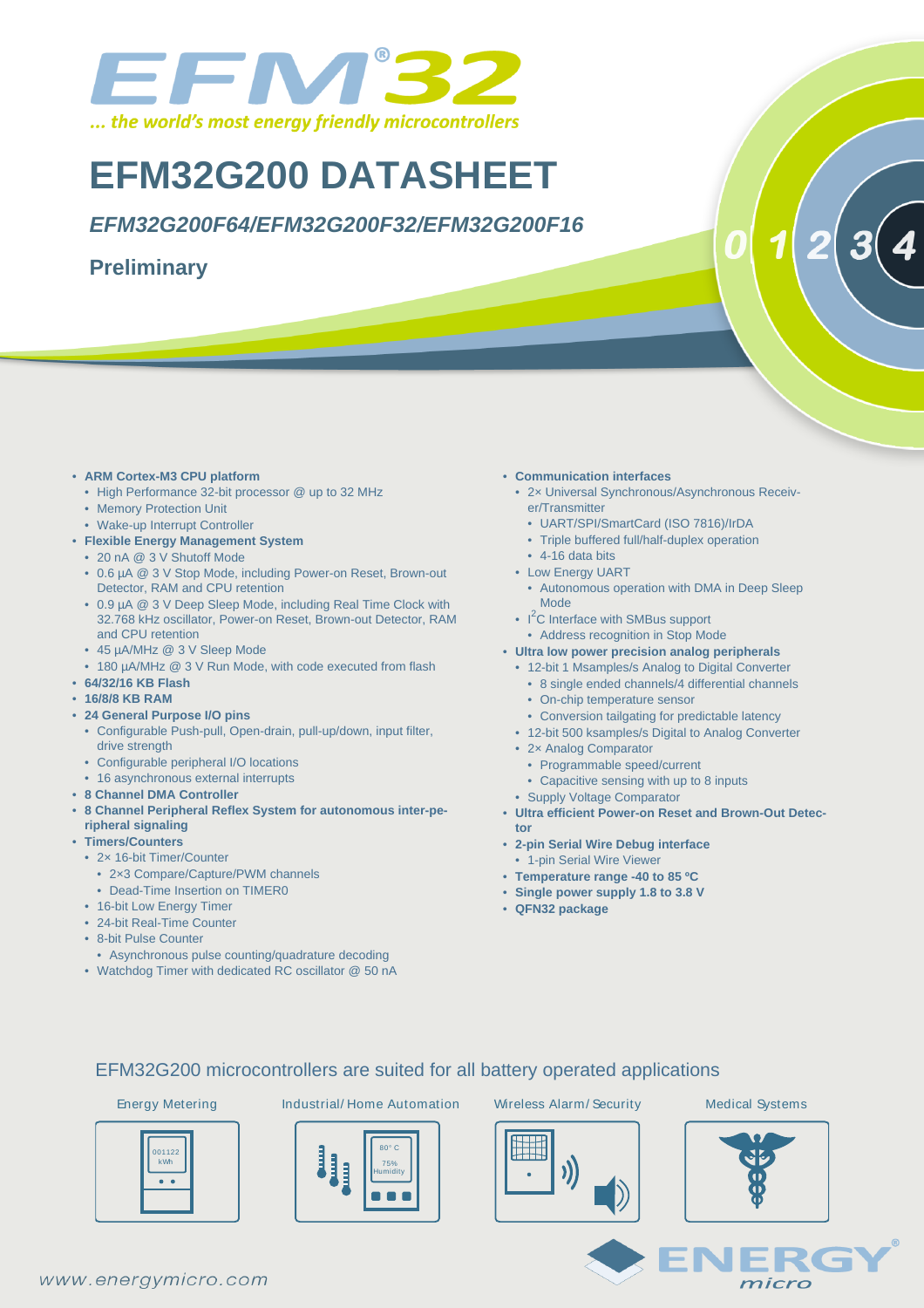# EFM32G200 DATASHEET

## *EFM32G200F64/EFM32G200F32/EFM32G200F16*

### Preliminary

- **ARM Cortex-M3 CPU platform**
  - High Performance 32-bit processor @ up to 32 MHz
  - Memory Protection Unit
  - Wake-up Interrupt Controller
- **Flexible Energy Management System**
  - 20 nA @ 3 V Shutoff Mode
  - 0.6 µA @ 3 V Stop Mode, including Power-on Reset, Brown-out Detector, RAM and CPU retention
  - 0.9 µA @ 3 V Deep Sleep Mode, including Real Time Clock with 32.768 kHz oscillator, Power-on Reset, Brown-out Detector, RAM and CPU retention
  - 45 µA/MHz @ 3 V Sleep Mode
  - 180 µA/MHz @ 3 V Run Mode, with code executed from flash
- **64/32/16 KB Flash**
- **16/8/8 KB RAM**
- **24 General Purpose I/O pins**
  - Configurable Push-pull, Open-drain, pull-up/down, input filter, drive strength
  - Configurable peripheral I/O locations
  - 16 asynchronous external interrupts
- **8 Channel DMA Controller**
- **8 Channel Peripheral Reflex System for autonomous inter-peripheral signaling**
- **Timers/Counters**
  - 2× 16-bit Timer/Counter
    - 2×3 Compare/Capture/PWM channels
    - Dead-Time Insertion on TIMER0
  - 16-bit Low Energy Timer
  - 24-bit Real-Time Counter
  - 8-bit Pulse Counter
    - Asynchronous pulse counting/quadrature decoding
  - Watchdog Timer with dedicated RC oscillator @ 50 nA
- **Communication interfaces**
  - 2× Universal Synchronous/Asynchronous Receiver/Transmitter
    - UART/SPI/SmartCard (ISO 7816)/IrDA
    - Triple buffered full/half-duplex operation
    - 4-16 data bits
  - Low Energy UART
    - Autonomous operation with DMA in Deep Sleep Mode
  - $I^2C$ Interface with SMBus support
    - Address recognition in Stop Mode
- **Ultra low power precision analog peripherals**
  - 12-bit 1 Msamples/s Analog to Digital Converter
    - 8 single ended channels/4 differential channels
    - On-chip temperature sensor
    - Conversion tailgating for predictable latency
  - 12-bit 500 ksamples/s Digital to Analog Converter
  - 2× Analog Comparator
    - Programmable speed/current
    - Capacitive sensing with up to 8 inputs
  - Supply Voltage Comparator
- **Ultra efficient Power-on Reset and Brown-Out Detector**
- **2-pin Serial Wire Debug interface**
  - 1-pin Serial Wire Viewer
- **Temperature range -40 to 85 ºC**
- **Single power supply 1.8 to 3.8 V**
- **QFN32 package**

EFM32G200 microcontrollers are suited for all battery operated applications

Energy Metering | Industrial/Home Automation | Wireless Alarm/Security | Medical Systems

www.energymicro.com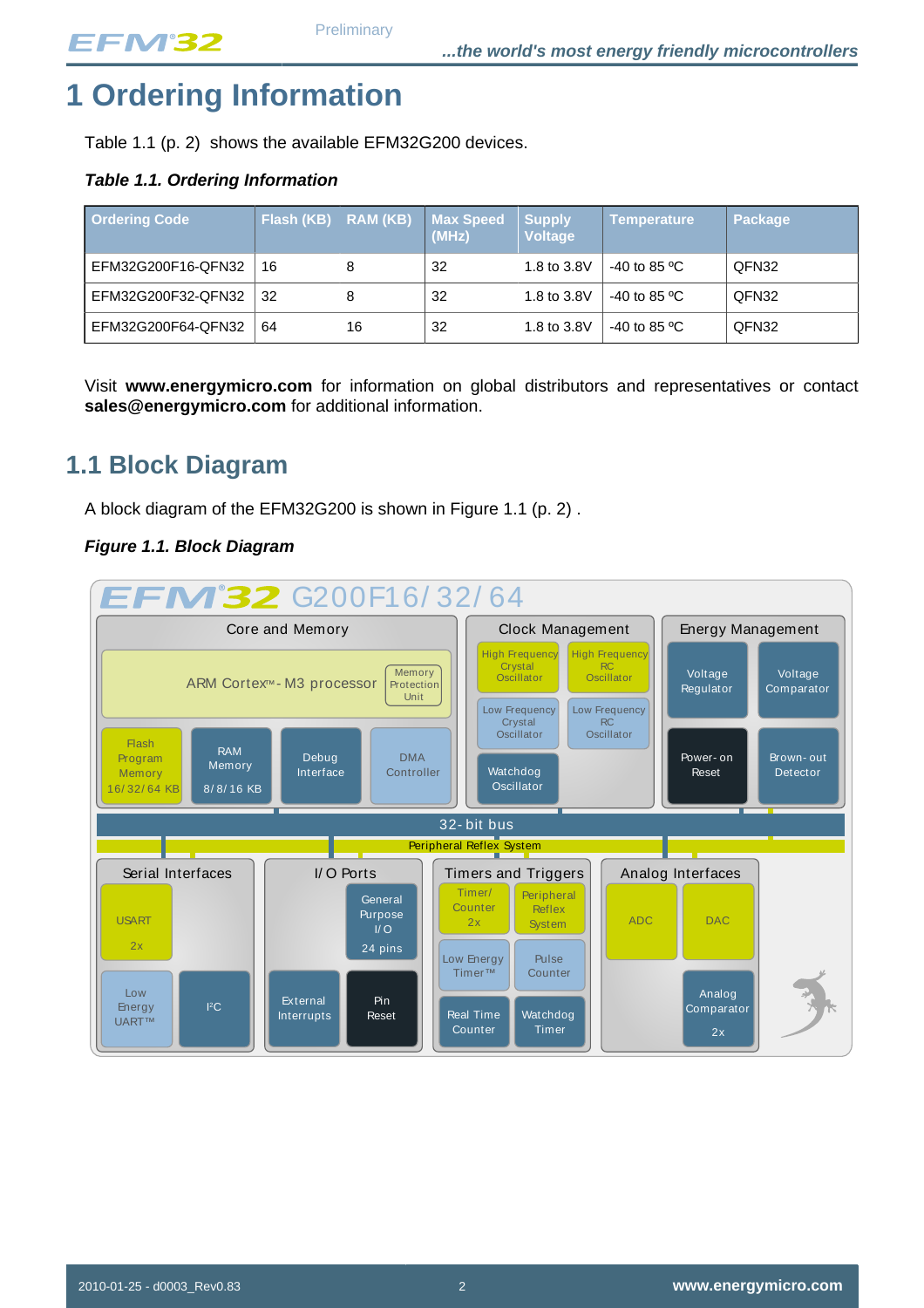# 1 Ordering Information

Table 1.1 (p. 2) shows the available EFM32G200 devices.

***Table 1.1. Ordering Information***

| Ordering Code | Flash (KB) | RAM (KB) | Max Speed (MHz) | Supply Voltage | Temperature | Package |
|---|---|---|---|---|---|---|
| EFM32G200F16-QFN32 | 16 | 8 | 32 | 1.8 to 3.8V | -40 to 85 ºC | QFN32 |
| EFM32G200F32-QFN32 | 32 | 8 | 32 | 1.8 to 3.8V | -40 to 85 ºC | QFN32 |
| EFM32G200F64-QFN32 | 64 | 16 | 32 | 1.8 to 3.8V | -40 to 85 ºC | QFN32 |

Visit **www.energymicro.com** for information on global distributors and representatives or contact **sales@energymicro.com** for additional information.

## 1.1 Block Diagram

A block diagram of the EFM32G200 is shown in Figure 1.1 (p. 2) .

***Figure 1.1. Block Diagram***

EFM32 G200F16/32/64

Core and Memory: ARM Cortex™-M3 processor, Memory Protection Unit, Flash Program Memory 16/32/64 KB, RAM Memory 8/8/16 KB, Debug Interface, DMA Controller

Clock Management: High Frequency Crystal Oscillator, High Frequency RC Oscillator, Low Frequency Crystal Oscillator, Low Frequency RC Oscillator, Watchdog Oscillator

Energy Management: Voltage Regulator, Voltage Comparator, Power-on Reset, Brown-out Detector

32-bit bus

Peripheral Reflex System

Serial Interfaces: USART 2x, Low Energy UART™, I²C

I/O Ports: General Purpose I/O 24 pins, External Interrupts, Pin Reset

Timers and Triggers: Timer/Counter 2x, Peripheral Reflex System, Low Energy Timer™, Pulse Counter, Real Time Counter, Watchdog Timer

Analog Interfaces: ADC, DAC, Analog Comparator 2x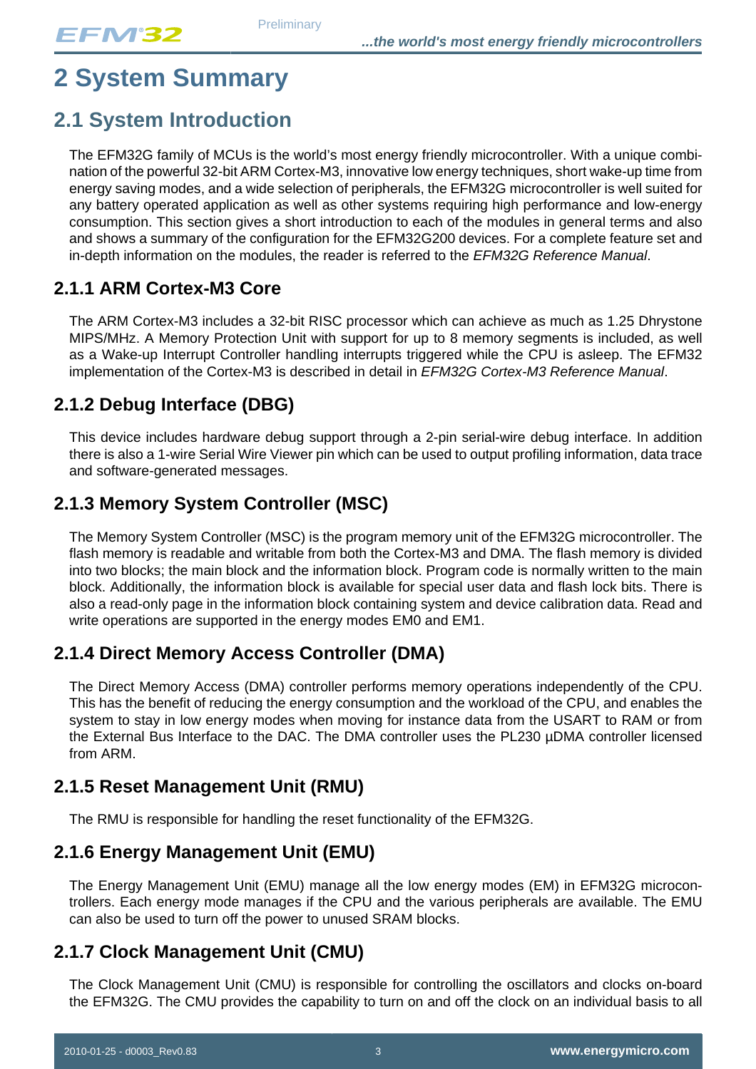# 2 System Summary

## 2.1 System Introduction

The EFM32G family of MCUs is the world's most energy friendly microcontroller. With a unique combination of the powerful 32-bit ARM Cortex-M3, innovative low energy techniques, short wake-up time from energy saving modes, and a wide selection of peripherals, the EFM32G microcontroller is well suited for any battery operated application as well as other systems requiring high performance and low-energy consumption. This section gives a short introduction to each of the modules in general terms and also and shows a summary of the configuration for the EFM32G200 devices. For a complete feature set and in-depth information on the modules, the reader is referred to the *EFM32G Reference Manual*.

### 2.1.1 ARM Cortex-M3 Core

The ARM Cortex-M3 includes a 32-bit RISC processor which can achieve as much as 1.25 Dhrystone MIPS/MHz. A Memory Protection Unit with support for up to 8 memory segments is included, as well as a Wake-up Interrupt Controller handling interrupts triggered while the CPU is asleep. The EFM32 implementation of the Cortex-M3 is described in detail in *EFM32G Cortex-M3 Reference Manual*.

### 2.1.2 Debug Interface (DBG)

This device includes hardware debug support through a 2-pin serial-wire debug interface. In addition there is also a 1-wire Serial Wire Viewer pin which can be used to output profiling information, data trace and software-generated messages.

### 2.1.3 Memory System Controller (MSC)

The Memory System Controller (MSC) is the program memory unit of the EFM32G microcontroller. The flash memory is readable and writable from both the Cortex-M3 and DMA. The flash memory is divided into two blocks; the main block and the information block. Program code is normally written to the main block. Additionally, the information block is available for special user data and flash lock bits. There is also a read-only page in the information block containing system and device calibration data. Read and write operations are supported in the energy modes EM0 and EM1.

### 2.1.4 Direct Memory Access Controller (DMA)

The Direct Memory Access (DMA) controller performs memory operations independently of the CPU. This has the benefit of reducing the energy consumption and the workload of the CPU, and enables the system to stay in low energy modes when moving for instance data from the USART to RAM or from the External Bus Interface to the DAC. The DMA controller uses the PL230 µDMA controller licensed from ARM.

### 2.1.5 Reset Management Unit (RMU)

The RMU is responsible for handling the reset functionality of the EFM32G.

### 2.1.6 Energy Management Unit (EMU)

The Energy Management Unit (EMU) manage all the low energy modes (EM) in EFM32G microcontrollers. Each energy mode manages if the CPU and the various peripherals are available. The EMU can also be used to turn off the power to unused SRAM blocks.

### 2.1.7 Clock Management Unit (CMU)

The Clock Management Unit (CMU) is responsible for controlling the oscillators and clocks on-board the EFM32G. The CMU provides the capability to turn on and off the clock on an individual basis to all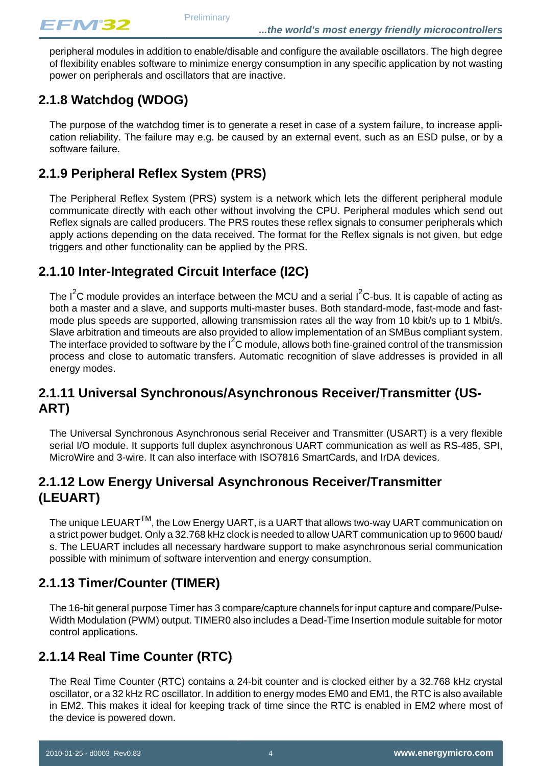peripheral modules in addition to enable/disable and configure the available oscillators. The high degree of flexibility enables software to minimize energy consumption in any specific application by not wasting power on peripherals and oscillators that are inactive.

### 2.1.8 Watchdog (WDOG)

The purpose of the watchdog timer is to generate a reset in case of a system failure, to increase application reliability. The failure may e.g. be caused by an external event, such as an ESD pulse, or by a software failure.

### 2.1.9 Peripheral Reflex System (PRS)

The Peripheral Reflex System (PRS) system is a network which lets the different peripheral module communicate directly with each other without involving the CPU. Peripheral modules which send out Reflex signals are called producers. The PRS routes these reflex signals to consumer peripherals which apply actions depending on the data received. The format for the Reflex signals is not given, but edge triggers and other functionality can be applied by the PRS.

### 2.1.10 Inter-Integrated Circuit Interface (I2C)

The $I^2C$ module provides an interface between the MCU and a serial $I^2C$-bus. It is capable of acting as both a master and a slave, and supports multi-master buses. Both standard-mode, fast-mode and fast-mode plus speeds are supported, allowing transmission rates all the way from 10 kbit/s up to 1 Mbit/s. Slave arbitration and timeouts are also provided to allow implementation of an SMBus compliant system. The interface provided to software by the $I^2C$ module, allows both fine-grained control of the transmission process and close to automatic transfers. Automatic recognition of slave addresses is provided in all energy modes.

### 2.1.11 Universal Synchronous/Asynchronous Receiver/Transmitter (USART)

The Universal Synchronous Asynchronous serial Receiver and Transmitter (USART) is a very flexible serial I/O module. It supports full duplex asynchronous UART communication as well as RS-485, SPI, MicroWire and 3-wire. It can also interface with ISO7816 SmartCards, and IrDA devices.

### 2.1.12 Low Energy Universal Asynchronous Receiver/Transmitter (LEUART)

The unique LEUART™, the Low Energy UART, is a UART that allows two-way UART communication on a strict power budget. Only a 32.768 kHz clock is needed to allow UART communication up to 9600 baud/s. The LEUART includes all necessary hardware support to make asynchronous serial communication possible with minimum of software intervention and energy consumption.

### 2.1.13 Timer/Counter (TIMER)

The 16-bit general purpose Timer has 3 compare/capture channels for input capture and compare/Pulse-Width Modulation (PWM) output. TIMER0 also includes a Dead-Time Insertion module suitable for motor control applications.

### 2.1.14 Real Time Counter (RTC)

The Real Time Counter (RTC) contains a 24-bit counter and is clocked either by a 32.768 kHz crystal oscillator, or a 32 kHz RC oscillator. In addition to energy modes EM0 and EM1, the RTC is also available in EM2. This makes it ideal for keeping track of time since the RTC is enabled in EM2 where most of the device is powered down.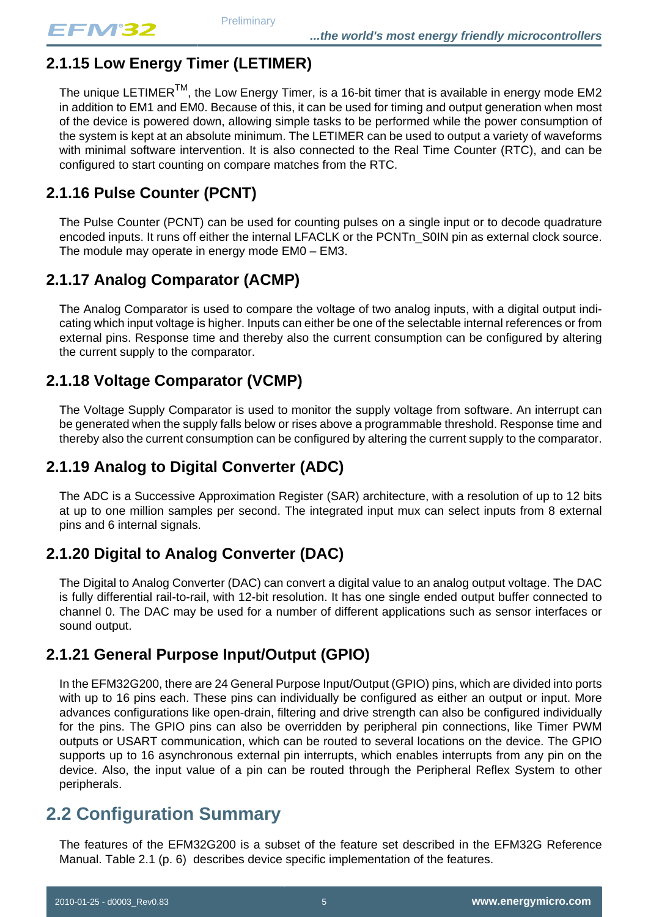### 2.1.15 Low Energy Timer (LETIMER)

The unique LETIMER[TM], the Low Energy Timer, is a 16-bit timer that is available in energy mode EM2 in addition to EM1 and EM0. Because of this, it can be used for timing and output generation when most of the device is powered down, allowing simple tasks to be performed while the power consumption of the system is kept at an absolute minimum. The LETIMER can be used to output a variety of waveforms with minimal software intervention. It is also connected to the Real Time Counter (RTC), and can be configured to start counting on compare matches from the RTC.

### 2.1.16 Pulse Counter (PCNT)

The Pulse Counter (PCNT) can be used for counting pulses on a single input or to decode quadrature encoded inputs. It runs off either the internal LFACLK or the PCNTn_S0IN pin as external clock source. The module may operate in energy mode EM0 – EM3.

### 2.1.17 Analog Comparator (ACMP)

The Analog Comparator is used to compare the voltage of two analog inputs, with a digital output indicating which input voltage is higher. Inputs can either be one of the selectable internal references or from external pins. Response time and thereby also the current consumption can be configured by altering the current supply to the comparator.

### 2.1.18 Voltage Comparator (VCMP)

The Voltage Supply Comparator is used to monitor the supply voltage from software. An interrupt can be generated when the supply falls below or rises above a programmable threshold. Response time and thereby also the current consumption can be configured by altering the current supply to the comparator.

### 2.1.19 Analog to Digital Converter (ADC)

The ADC is a Successive Approximation Register (SAR) architecture, with a resolution of up to 12 bits at up to one million samples per second. The integrated input mux can select inputs from 8 external pins and 6 internal signals.

### 2.1.20 Digital to Analog Converter (DAC)

The Digital to Analog Converter (DAC) can convert a digital value to an analog output voltage. The DAC is fully differential rail-to-rail, with 12-bit resolution. It has one single ended output buffer connected to channel 0. The DAC may be used for a number of different applications such as sensor interfaces or sound output.

### 2.1.21 General Purpose Input/Output (GPIO)

In the EFM32G200, there are 24 General Purpose Input/Output (GPIO) pins, which are divided into ports with up to 16 pins each. These pins can individually be configured as either an output or input. More advances configurations like open-drain, filtering and drive strength can also be configured individually for the pins. The GPIO pins can also be overridden by peripheral pin connections, like Timer PWM outputs or USART communication, which can be routed to several locations on the device. The GPIO supports up to 16 asynchronous external pin interrupts, which enables interrupts from any pin on the device. Also, the input value of a pin can be routed through the Peripheral Reflex System to other peripherals.

## 2.2 Configuration Summary

The features of the EFM32G200 is a subset of the feature set described in the EFM32G Reference Manual. Table 2.1 (p. 6) describes device specific implementation of the features.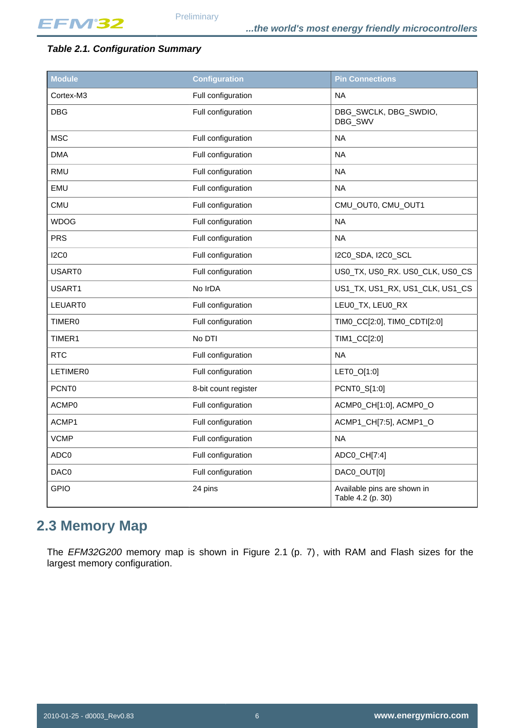*Table 2.1. Configuration Summary*

| Module | Configuration | Pin Connections |
|---|---|---|
| Cortex-M3 | Full configuration | NA |
| DBG | Full configuration | DBG_SWCLK, DBG_SWDIO, DBG_SWV |
| MSC | Full configuration | NA |
| DMA | Full configuration | NA |
| RMU | Full configuration | NA |
| EMU | Full configuration | NA |
| CMU | Full configuration | CMU_OUT0, CMU_OUT1 |
| WDOG | Full configuration | NA |
| PRS | Full configuration | NA |
| I2C0 | Full configuration | I2C0_SDA, I2C0_SCL |
| USART0 | Full configuration | US0_TX, US0_RX. US0_CLK, US0_CS |
| USART1 | No IrDA | US1_TX, US1_RX, US1_CLK, US1_CS |
| LEUART0 | Full configuration | LEU0_TX, LEU0_RX |
| TIMER0 | Full configuration | TIM0_CC[2:0], TIM0_CDTI[2:0] |
| TIMER1 | No DTI | TIM1_CC[2:0] |
| RTC | Full configuration | NA |
| LETIMER0 | Full configuration | LET0_O[1:0] |
| PCNT0 | 8-bit count register | PCNT0_S[1:0] |
| ACMP0 | Full configuration | ACMP0_CH[1:0], ACMP0_O |
| ACMP1 | Full configuration | ACMP1_CH[7:5], ACMP1_O |
| VCMP | Full configuration | NA |
| ADC0 | Full configuration | ADC0_CH[7:4] |
| DAC0 | Full configuration | DAC0_OUT[0] |
| GPIO | 24 pins | Available pins are shown in Table 4.2 (p. 30) |

## 2.3 Memory Map

The *EFM32G200* memory map is shown in Figure 2.1 (p. 7), with RAM and Flash sizes for the largest memory configuration.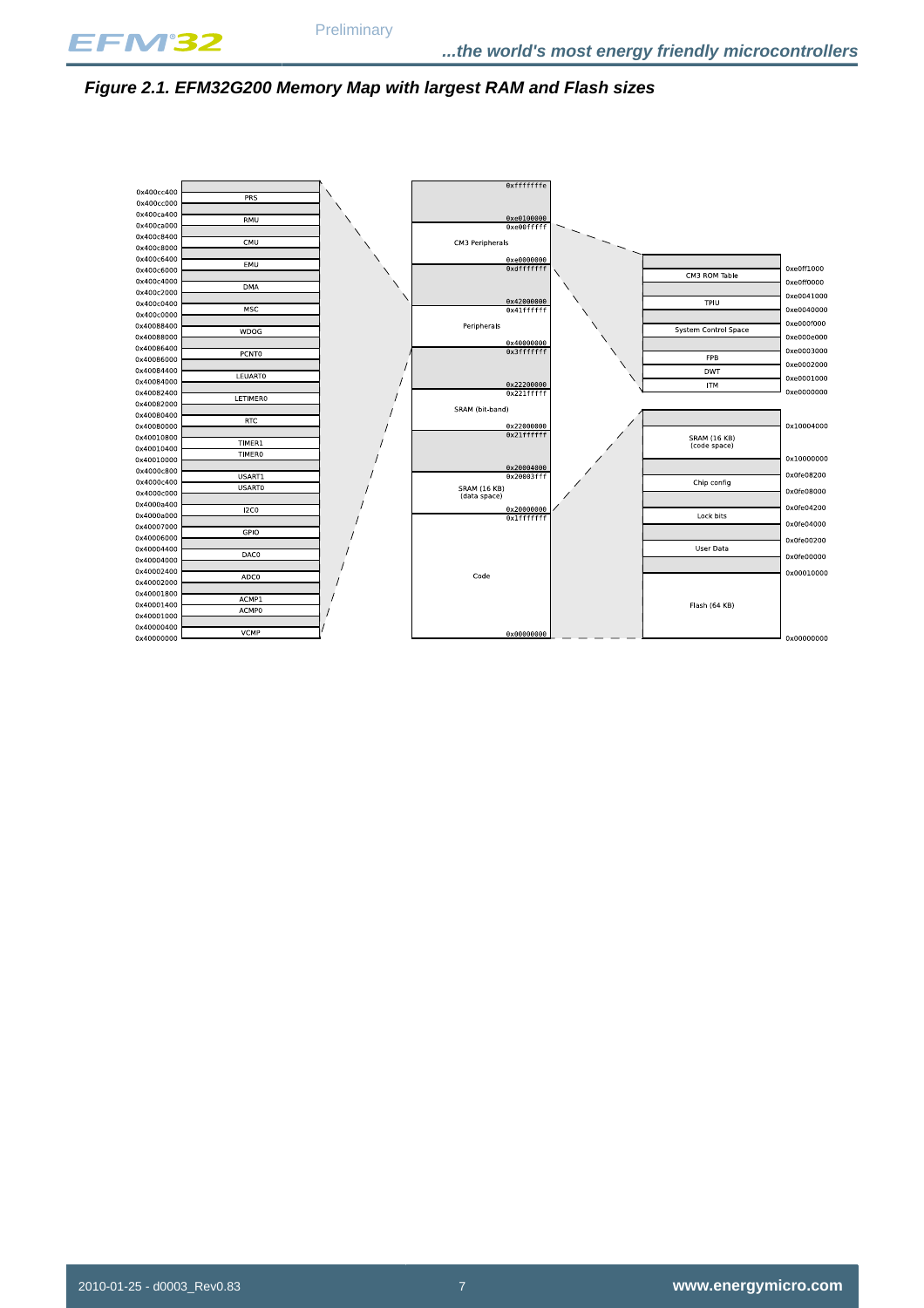*Figure 2.1. EFM32G200 Memory Map with largest RAM and Flash sizes*

| Address | Peripheral |
|---|---|
| 0x400cc400 | |
| 0x400cc000 | PRS |
| 0x400ca400 | |
| 0x400ca000 | RMU |
| 0x400c8400 | |
| 0x400c8000 | CMU |
| 0x400c6400 | |
| 0x400c6000 | EMU |
| 0x400c4000 | |
| 0x400c2000 | DMA |
| 0x400c0400 | |
| 0x400c0000 | MSC |
| 0x40088400 | |
| 0x40088000 | WDOG |
| 0x40086400 | |
| 0x40086000 | PCNT0 |
| 0x40084400 | |
| 0x40084000 | LEUART0 |
| 0x40082400 | |
| 0x40082000 | LETIMER0 |
| 0x40080400 | |
| 0x40080000 | RTC |
| 0x40010800 | |
| 0x40010400 | TIMER1 |
| 0x40010000 | TIMER0 |
| 0x4000c800 | |
| 0x4000c400 | USART1 |
| 0x4000c000 | USART0 |
| 0x4000a400 | |
| 0x4000a000 | I2C0 |
| 0x40007000 | |
| 0x40006000 | GPIO |
| 0x40004400 | |
| 0x40004000 | DAC0 |
| 0x40002400 | |
| 0x40002000 | ADC0 |
| 0x40001800 | |
| 0x40001400 | ACMP1 |
| 0x40001000 | ACMP0 |
| 0x40000400 | |
| 0x40000000 | VCMP |

| Address range | Region |
|---|---|
| 0xe0100000 – 0xfffffffe | |
| 0xe0000000 – 0xe00fffff | CM3 Peripherals |
| 0x42000000 – 0xdfffffff | |
| 0x40000000 – 0x41ffffff | Peripherals |
| 0x22200000 – 0x3fffffff | |
| 0x22000000 – 0x221fffff | SRAM (bit-band) |
| 0x20004000 – 0x21ffffff | |
| 0x20000000 – 0x20003fff | SRAM (16 KB) (data space) |
| 0x00000000 – 0x1fffffff | Code |

| Address | CM3 Peripherals |
|---|---|
| 0xe00ff1000 | |
| 0xe00ff0000 | CM3 ROM Table |
| 0xe0041000 | |
| 0xe0040000 | TPIU |
| 0xe000f000 | |
| 0xe000e000 | System Control Space |
| 0xe0003000 | |
| 0xe0002000 | FPB |
| 0xe0001000 | DWT |
| 0xe0000000 | ITM |

| Address | Code |
|---|---|
| 0x10004000 | |
| 0x10000000 | SRAM (16 KB) (code space) |
| 0x0fe08200 | |
| 0x0fe08000 | Chip config |
| 0x0fe04200 | |
| 0x0fe04000 | Lock bits |
| 0x0fe00200 | |
| 0x0fe00000 | User Data |
| 0x00010000 | |
| 0x00000000 | Flash (64 KB) |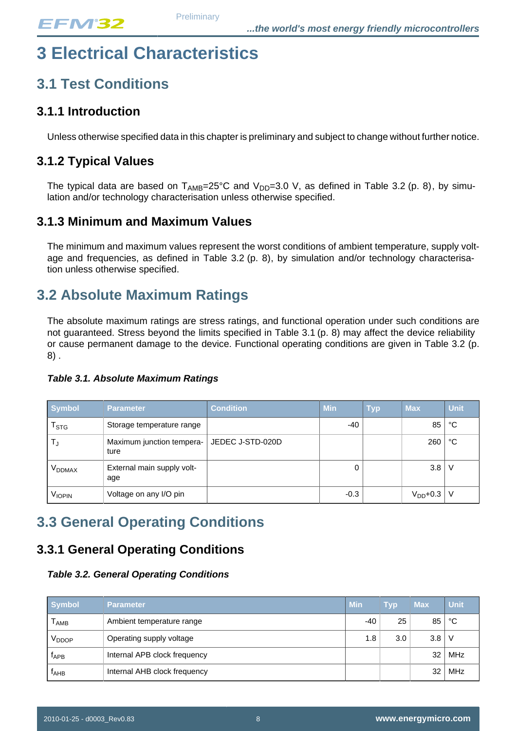# 3 Electrical Characteristics

## 3.1 Test Conditions

### 3.1.1 Introduction

Unless otherwise specified data in this chapter is preliminary and subject to change without further notice.

### 3.1.2 Typical Values

The typical data are based on $T_{AMB}$=25°C and $V_{DD}$=3.0 V, as defined in Table 3.2 (p. 8), by simulation and/or technology characterisation unless otherwise specified.

### 3.1.3 Minimum and Maximum Values

The minimum and maximum values represent the worst conditions of ambient temperature, supply voltage and frequencies, as defined in Table 3.2 (p. 8), by simulation and/or technology characterisation unless otherwise specified.

## 3.2 Absolute Maximum Ratings

The absolute maximum ratings are stress ratings, and functional operation under such conditions are not guaranteed. Stress beyond the limits specified in Table 3.1 (p. 8) may affect the device reliability or cause permanent damage to the device. Functional operating conditions are given in Table 3.2 (p. 8) .

***Table 3.1. Absolute Maximum Ratings***

| Symbol | Parameter | Condition | Min | Typ | Max | Unit |
|---|---|---|---|---|---|---|
| $T_{STG}$ | Storage temperature range | | -40 | | 85 | °C |
| $T_J$ | Maximum junction temperature | JEDEC J-STD-020D | | | 260 | °C |
| $V_{DDMAX}$ | External main supply voltage | | 0 | | 3.8 | V |
| $V_{IOPIN}$ | Voltage on any I/O pin | | -0.3 | | $V_{DD}$+0.3 | V |

## 3.3 General Operating Conditions

### 3.3.1 General Operating Conditions

***Table 3.2. General Operating Conditions***

| Symbol | Parameter | Min | Typ | Max | Unit |
|---|---|---|---|---|---|
| $T_{AMB}$ | Ambient temperature range | -40 | 25 | 85 | °C |
| $V_{DDOP}$ | Operating supply voltage | 1.8 | 3.0 | 3.8 | V |
| $f_{APB}$ | Internal APB clock frequency | | | 32 | MHz |
| $f_{AHB}$ | Internal AHB clock frequency | | | 32 | MHz |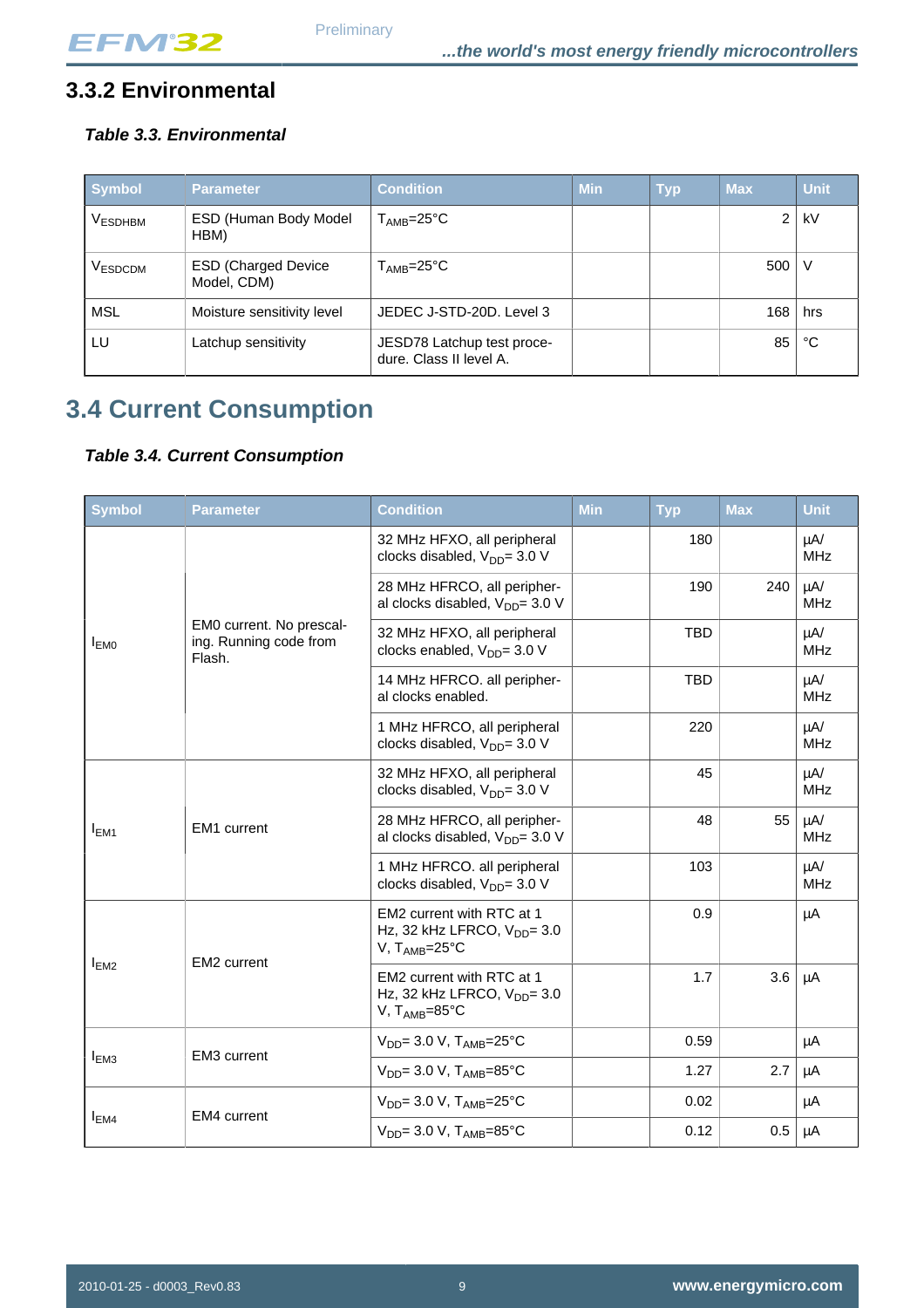### 3.3.2 Environmental

***Table 3.3. Environmental***

| Symbol | Parameter | Condition | Min | Typ | Max | Unit |
|---|---|---|---|---|---|---|
| $V_{ESDHBM}$ | ESD (Human Body Model HBM) | $T_{AMB}$=25°C | | | 2 | kV |
| $V_{ESDCDM}$ | ESD (Charged Device Model, CDM) | $T_{AMB}$=25°C | | | 500 | V |
| MSL | Moisture sensitivity level | JEDEC J-STD-20D. Level 3 | | | 168 | hrs |
| LU | Latchup sensitivity | JESD78 Latchup test procedure. Class II level A. | | | 85 | °C |

## 3.4 Current Consumption

***Table 3.4. Current Consumption***

| Symbol | Parameter | Condition | Min | Typ | Max | Unit |
|---|---|---|---|---|---|---|
| $I_{EM0}$ | EM0 current. No prescaling. Running code from Flash. | 32 MHz HFXO, all peripheral clocks disabled, $V_{DD}$= 3.0 V | | 180 | | µA/ MHz |
| | | 28 MHz HFRCO, all peripheral clocks disabled, $V_{DD}$= 3.0 V | | 190 | 240 | µA/ MHz |
| | | 32 MHz HFXO, all peripheral clocks enabled, $V_{DD}$= 3.0 V | | TBD | | µA/ MHz |
| | | 14 MHz HFRCO. all peripheral clocks enabled. | | TBD | | µA/ MHz |
| | | 1 MHz HFRCO, all peripheral clocks disabled, $V_{DD}$= 3.0 V | | 220 | | µA/ MHz |
| $I_{EM1}$ | EM1 current | 32 MHz HFXO, all peripheral clocks disabled, $V_{DD}$= 3.0 V | | 45 | | µA/ MHz |
| | | 28 MHz HFRCO, all peripheral clocks disabled, $V_{DD}$= 3.0 V | | 48 | 55 | µA/ MHz |
| | | 1 MHz HFRCO. all peripheral clocks disabled, $V_{DD}$= 3.0 V | | 103 | | µA/ MHz |
| $I_{EM2}$ | EM2 current | EM2 current with RTC at 1 Hz, 32 kHz LFRCO, $V_{DD}$= 3.0 V, $T_{AMB}$=25°C | | 0.9 | | µA |
| | | EM2 current with RTC at 1 Hz, 32 kHz LFRCO, $V_{DD}$= 3.0 V, $T_{AMB}$=85°C | | 1.7 | 3.6 | µA |
| $I_{EM3}$ | EM3 current | $V_{DD}$= 3.0 V, $T_{AMB}$=25°C | | 0.59 | | µA |
| | | $V_{DD}$= 3.0 V, $T_{AMB}$=85°C | | 1.27 | 2.7 | µA |
| $I_{EM4}$ | EM4 current | $V_{DD}$= 3.0 V, $T_{AMB}$=25°C | | 0.02 | | µA |
| | | $V_{DD}$= 3.0 V, $T_{AMB}$=85°C | | 0.12 | 0.5 | µA |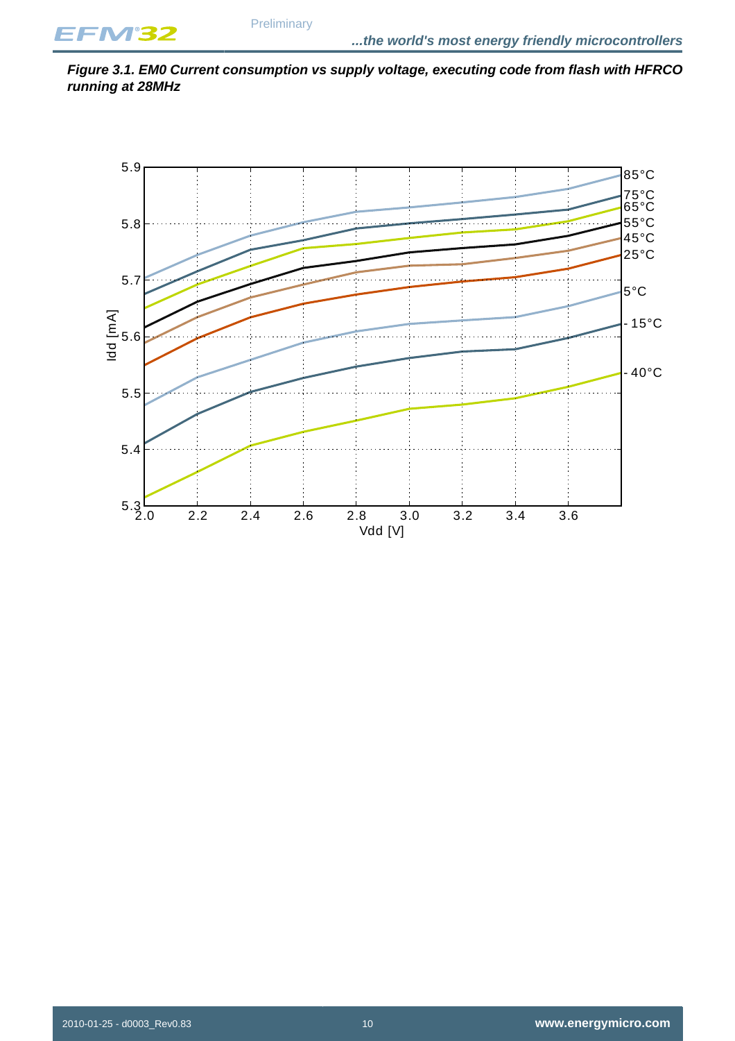***Figure 3.1. EM0 Current consumption vs supply voltage, executing code from flash with HFRCO running at 28MHz***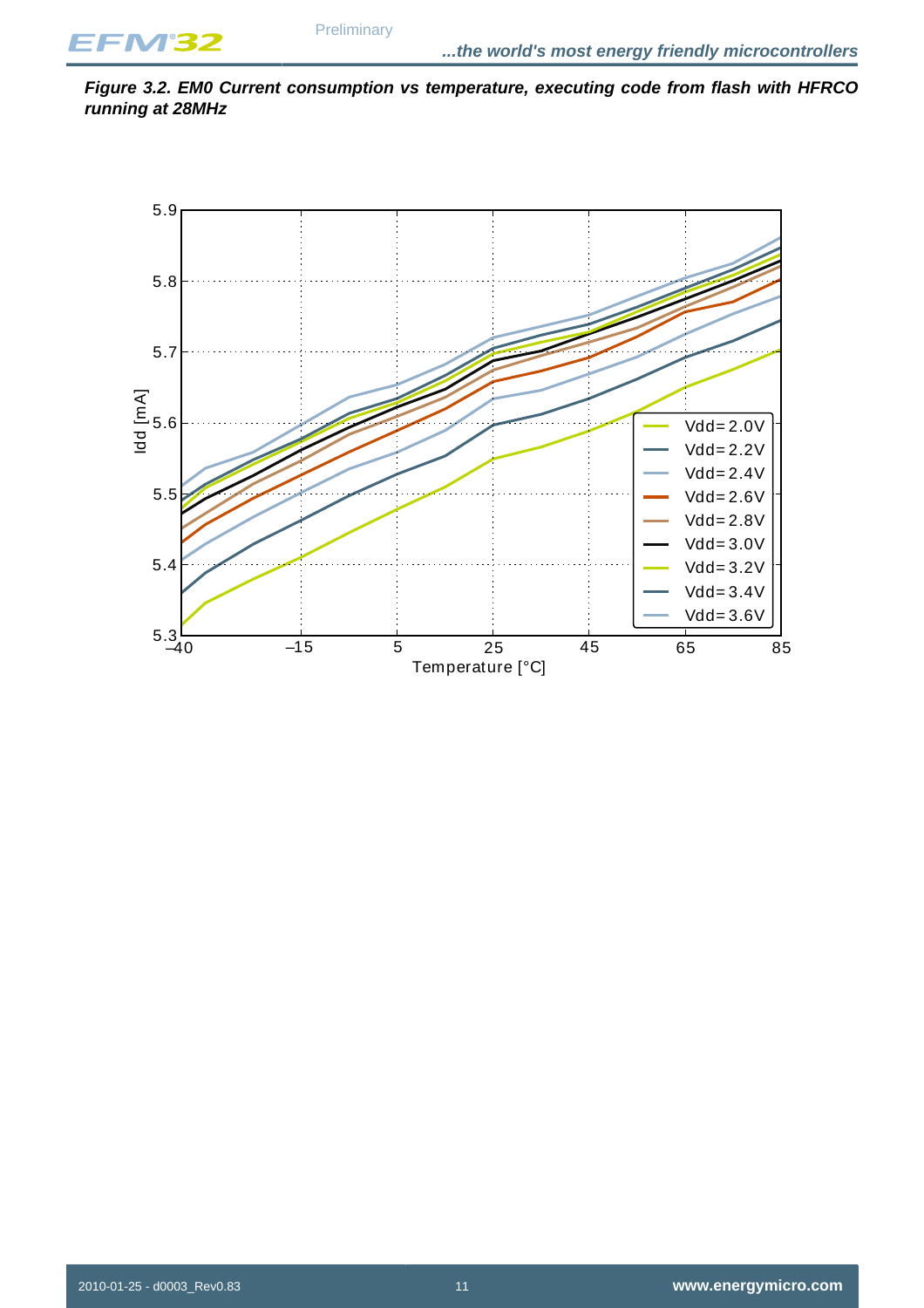**Figure 3.2. EM0 Current consumption vs temperature, executing code from flash with HFRCO running at 28MHz**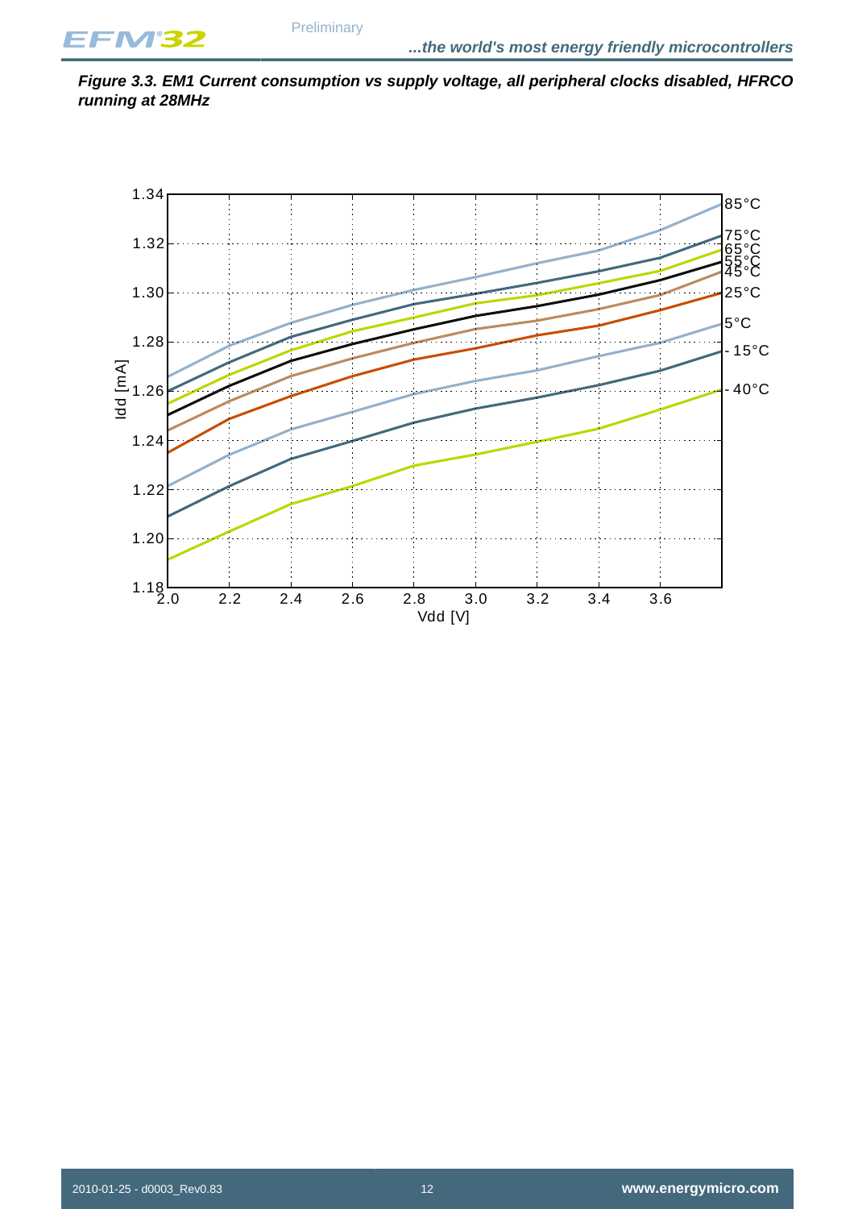**Figure 3.3. EM1 Current consumption vs supply voltage, all peripheral clocks disabled, HFRCO running at 28MHz**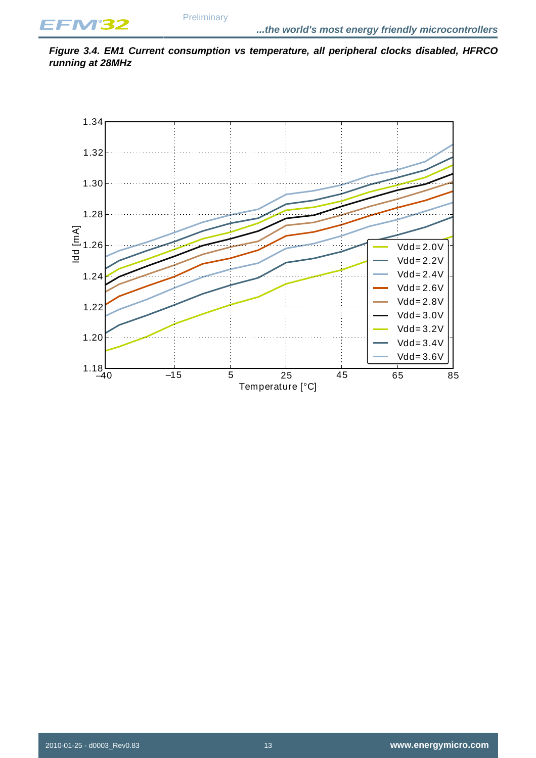**Figure 3.4. EM1 Current consumption vs temperature, all peripheral clocks disabled, HFRCO running at 28MHz**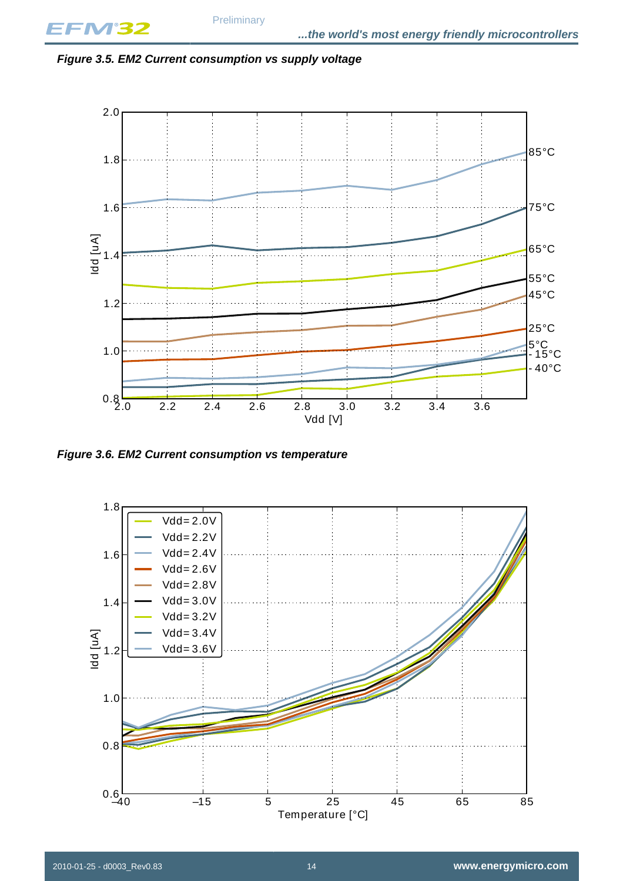*Figure 3.5. EM2 Current consumption vs supply voltage*

*Figure 3.6. EM2 Current consumption vs temperature*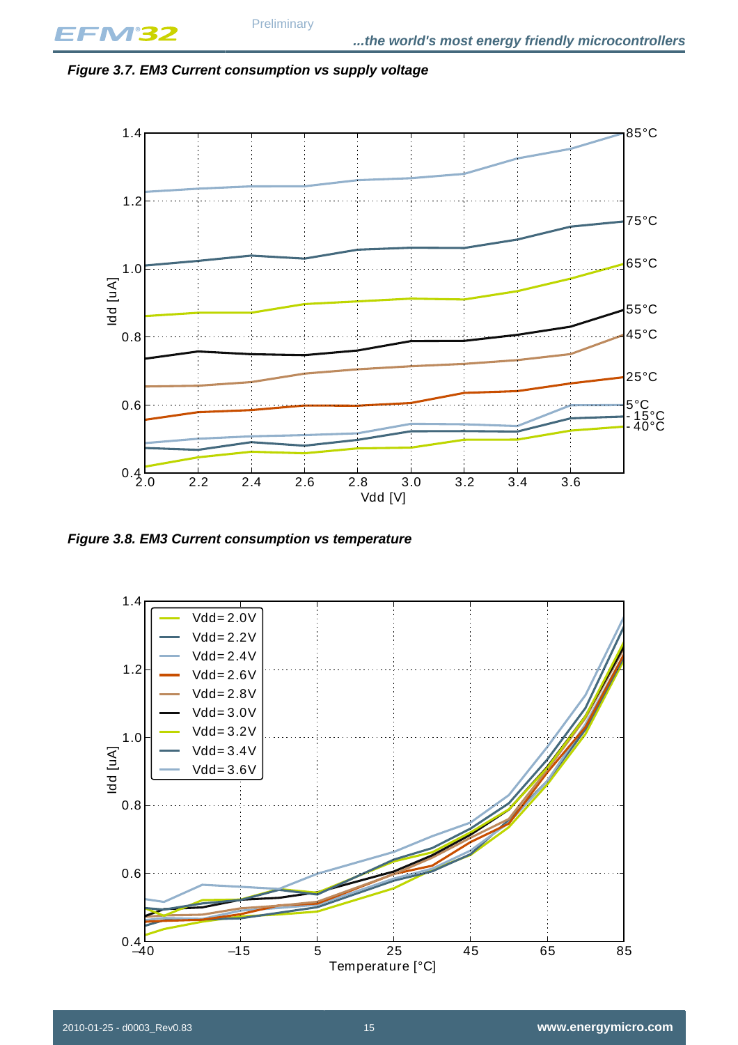*Figure 3.7. EM3 Current consumption vs supply voltage*

*Figure 3.8. EM3 Current consumption vs temperature*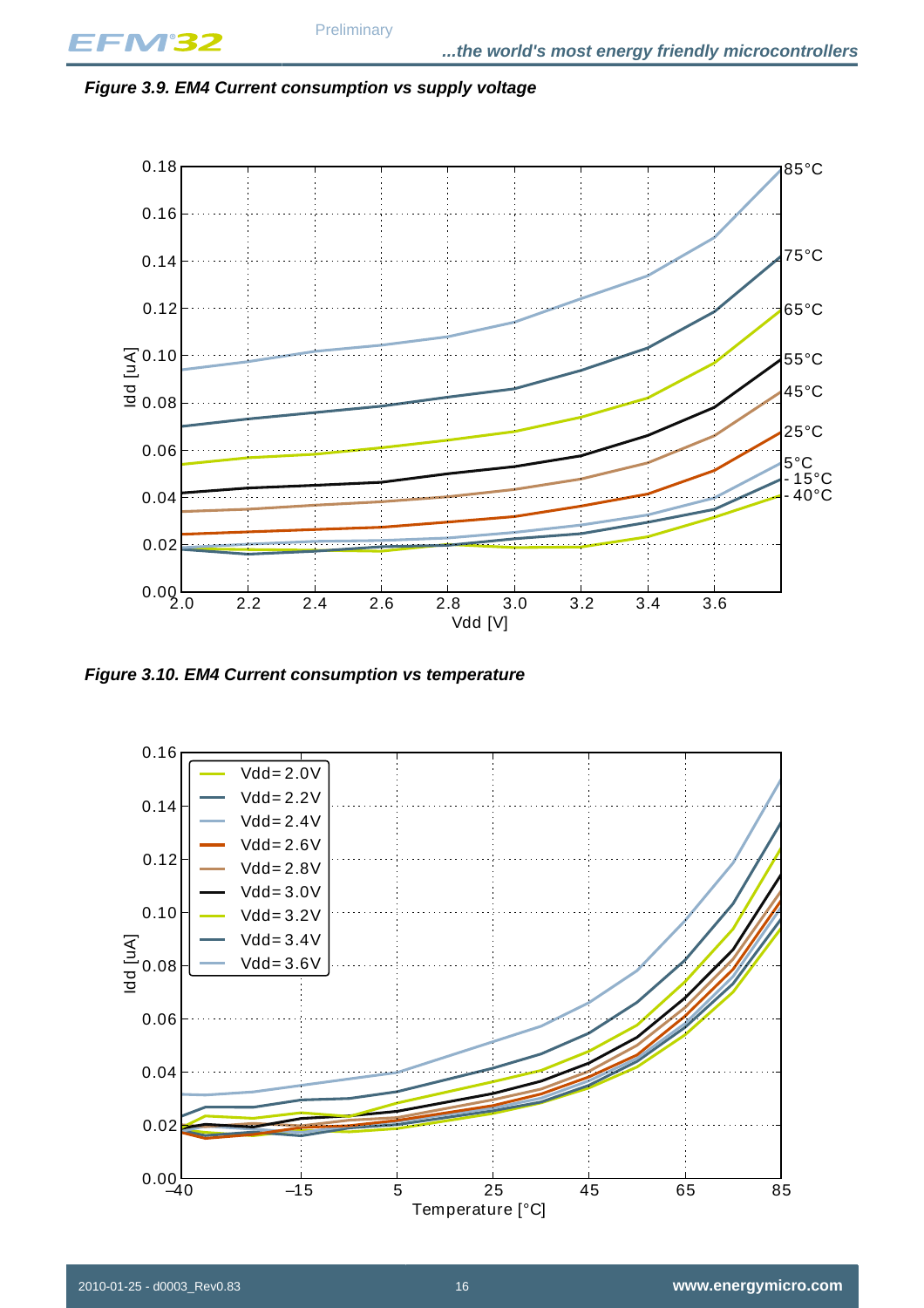*Figure 3.9. EM4 Current consumption vs supply voltage*

*Figure 3.10. EM4 Current consumption vs temperature*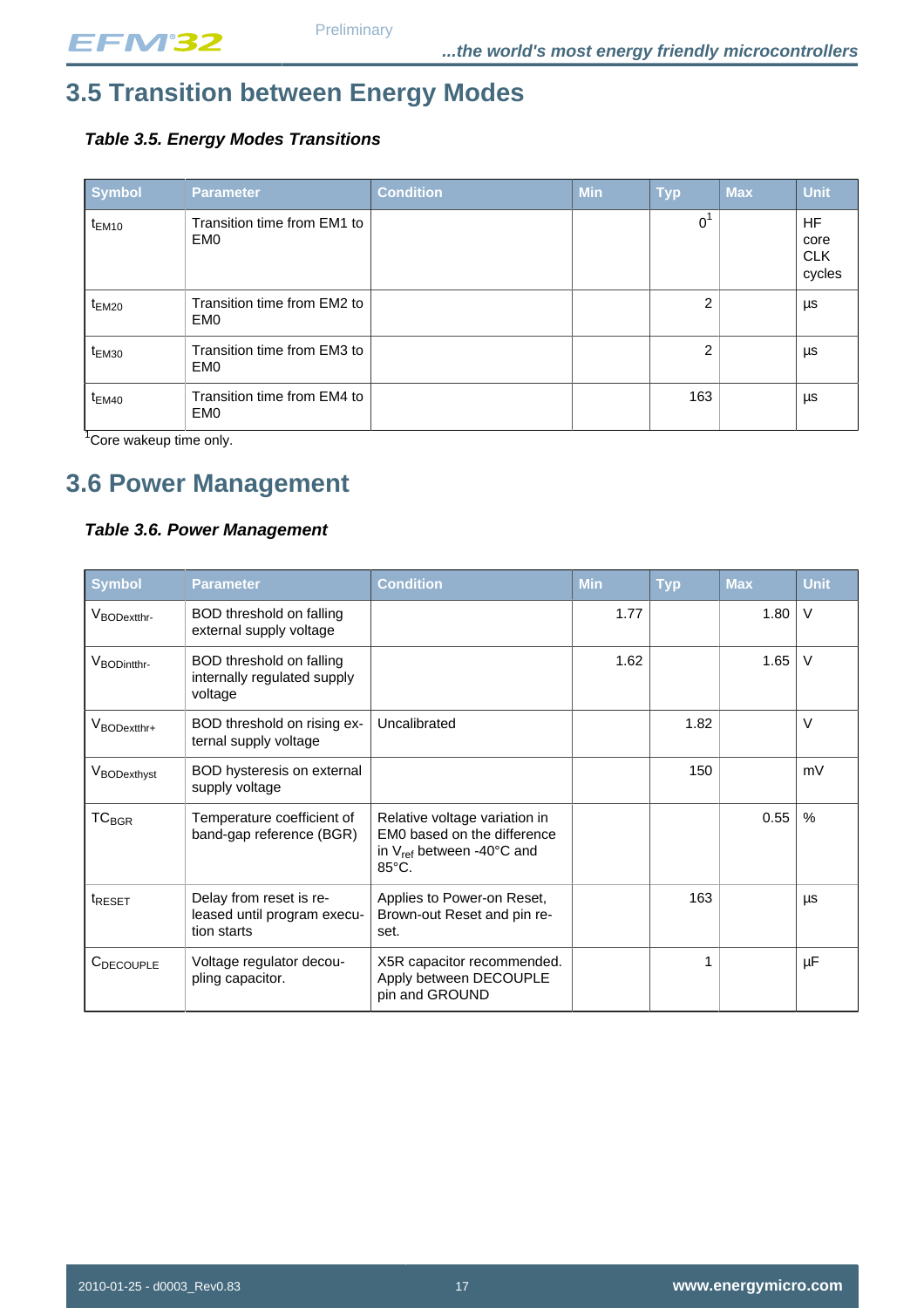## 3.5 Transition between Energy Modes

***Table 3.5. Energy Modes Transitions***

| Symbol | Parameter | Condition | Min | Typ | Max | Unit |
|---|---|---|---|---|---|---|
| $t_{EM10}$ | Transition time from EM1 to EM0 | | | 0[1] | | HF core CLK cycles |
| $t_{EM20}$ | Transition time from EM2 to EM0 | | | 2 | | µs |
| $t_{EM30}$ | Transition time from EM3 to EM0 | | | 2 | | µs |
| $t_{EM40}$ | Transition time from EM4 to EM0 | | | 163 | | µs |

[1]Core wakeup time only.

## 3.6 Power Management

***Table 3.6. Power Management***

| Symbol | Parameter | Condition | Min | Typ | Max | Unit |
|---|---|---|---|---|---|---|
| $V_{BODextthr-}$ | BOD threshold on falling external supply voltage | | 1.77 | | 1.80 | V |
| $V_{BODintthr-}$ | BOD threshold on falling internally regulated supply voltage | | 1.62 | | 1.65 | V |
| $V_{BODextthr+}$ | BOD threshold on rising external supply voltage | Uncalibrated | | 1.82 | | V |
| $V_{BODexthyst}$ | BOD hysteresis on external supply voltage | | | 150 | | mV |
| $TC_{BGR}$ | Temperature coefficient of band-gap reference (BGR) | Relative voltage variation in EM0 based on the difference in $V_{ref}$ between -40°C and 85°C. | | | 0.55 | % |
| $t_{RESET}$ | Delay from reset is released until program execution starts | Applies to Power-on Reset, Brown-out Reset and pin reset. | | 163 | | µs |
| $C_{DECOUPLE}$ | Voltage regulator decoupling capacitor. | X5R capacitor recommended. Apply between DECOUPLE pin and GROUND | | 1 | | µF |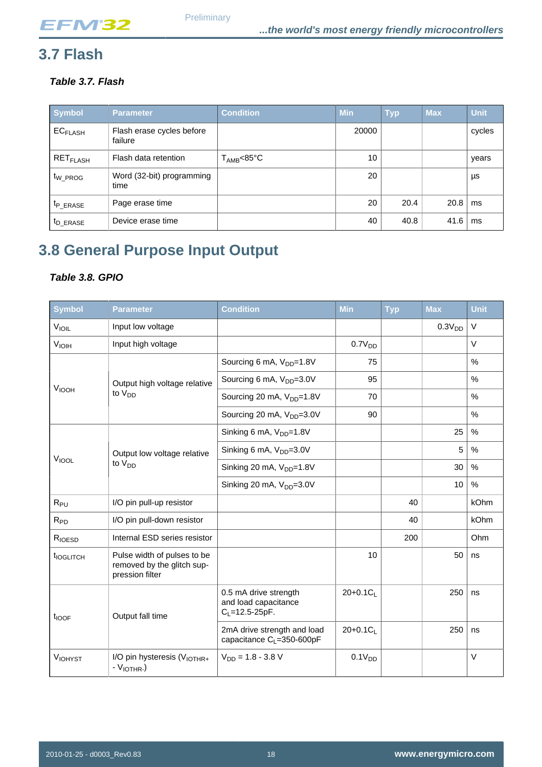## 3.7 Flash

***Table 3.7. Flash***

| Symbol | Parameter | Condition | Min | Typ | Max | Unit |
|---|---|---|---|---|---|---|
| $EC_{FLASH}$ | Flash erase cycles before failure | | 20000 | | | cycles |
| $RET_{FLASH}$ | Flash data retention | $T_{AMB}$<85°C | 10 | | | years |
| $t_{W\_PROG}$ | Word (32-bit) programming time | | 20 | | | µs |
| $t_{P\_ERASE}$ | Page erase time | | 20 | 20.4 | 20.8 | ms |
| $t_{D\_ERASE}$ | Device erase time | | 40 | 40.8 | 41.6 | ms |

## 3.8 General Purpose Input Output

***Table 3.8. GPIO***

| Symbol | Parameter | Condition | Min | Typ | Max | Unit |
|---|---|---|---|---|---|---|
| $V_{IOIL}$ | Input low voltage | | | | $0.3V_{DD}$ | V |
| $V_{IOIH}$ | Input high voltage | | $0.7V_{DD}$ | | | V |
| $V_{IOOH}$ | Output high voltage relative to $V_{DD}$ | Sourcing 6 mA, $V_{DD}$=1.8V | 75 | | | % |
| | | Sourcing 6 mA, $V_{DD}$=3.0V | 95 | | | % |
| | | Sourcing 20 mA, $V_{DD}$=1.8V | 70 | | | % |
| | | Sourcing 20 mA, $V_{DD}$=3.0V | 90 | | | % |
| $V_{IOOL}$ | Output low voltage relative to $V_{DD}$ | Sinking 6 mA, $V_{DD}$=1.8V | | | 25 | % |
| | | Sinking 6 mA, $V_{DD}$=3.0V | | | 5 | % |
| | | Sinking 20 mA, $V_{DD}$=1.8V | | | 30 | % |
| | | Sinking 20 mA, $V_{DD}$=3.0V | | | 10 | % |
| $R_{PU}$ | I/O pin pull-up resistor | | | 40 | | kOhm |
| $R_{PD}$ | I/O pin pull-down resistor | | | 40 | | kOhm |
| $R_{IOESD}$ | Internal ESD series resistor | | | 200 | | Ohm |
| $t_{IOGLITCH}$ | Pulse width of pulses to be removed by the glitch suppression filter | | 10 | | 50 | ns |
| $t_{IOOF}$ | Output fall time | 0.5 mA drive strength and load capacitance $C_L$=12.5-25pF. | $20+0.1C_L$ | | 250 | ns |
| | | 2mA drive strength and load capacitance $C_L$=350-600pF | $20+0.1C_L$ | | 250 | ns |
| $V_{IOHYST}$ | I/O pin hysteresis ($V_{IOTHR+}$ - $V_{IOTHR-}$) | $V_{DD}$ = 1.8 - 3.8 V | $0.1V_{DD}$ | | | V |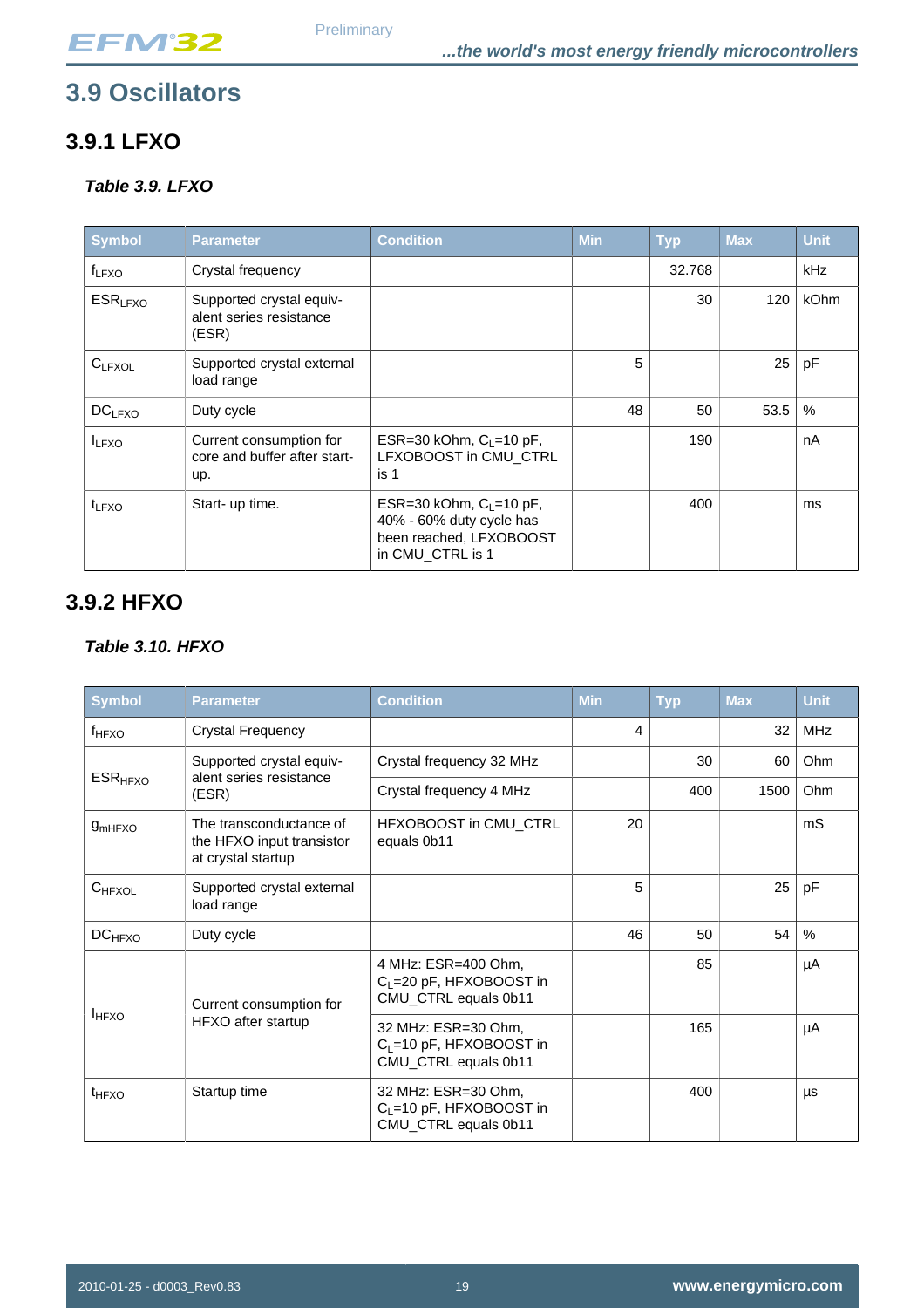# 3.9 Oscillators

## 3.9.1 LFXO

***Table 3.9. LFXO***

| Symbol | Parameter | Condition | Min | Typ | Max | Unit |
|---|---|---|---|---|---|---|
| $f_{LFXO}$ | Crystal frequency | | | 32.768 | | kHz |
| $ESR_{LFXO}$ | Supported crystal equivalent series resistance (ESR) | | | 30 | 120 | kOhm |
| $C_{LFXOL}$ | Supported crystal external load range | | 5 | | 25 | pF |
| $DC_{LFXO}$ | Duty cycle | | 48 | 50 | 53.5 | % |
| $I_{LFXO}$ | Current consumption for core and buffer after start-up. | ESR=30 kOhm, $C_L$=10 pF, LFXOBOOST in CMU_CTRL is 1 | | 190 | | nA |
| $t_{LFXO}$ | Start- up time. | ESR=30 kOhm, $C_L$=10 pF, 40% - 60% duty cycle has been reached, LFXOBOOST in CMU_CTRL is 1 | | 400 | | ms |

## 3.9.2 HFXO

***Table 3.10. HFXO***

| Symbol | Parameter | Condition | Min | Typ | Max | Unit |
|---|---|---|---|---|---|---|
| $f_{HFXO}$ | Crystal Frequency | | 4 | | 32 | MHz |
| $ESR_{HFXO}$ | Supported crystal equivalent series resistance (ESR) | Crystal frequency 32 MHz | | 30 | 60 | Ohm |
| | | Crystal frequency 4 MHz | | 400 | 1500 | Ohm |
| $g_{mHFXO}$ | The transconductance of the HFXO input transistor at crystal startup | HFXOBOOST in CMU_CTRL equals 0b11 | 20 | | | mS |
| $C_{HFXOL}$ | Supported crystal external load range | | 5 | | 25 | pF |
| $DC_{HFXO}$ | Duty cycle | | 46 | 50 | 54 | % |
| $I_{HFXO}$ | Current consumption for HFXO after startup | 4 MHz: ESR=400 Ohm, $C_L$=20 pF, HFXOBOOST in CMU_CTRL equals 0b11 | | 85 | | µA |
| | | 32 MHz: ESR=30 Ohm, $C_L$=10 pF, HFXOBOOST in CMU_CTRL equals 0b11 | | 165 | | µA |
| $t_{HFXO}$ | Startup time | 32 MHz: ESR=30 Ohm, $C_L$=10 pF, HFXOBOOST in CMU_CTRL equals 0b11 | | 400 | | µs |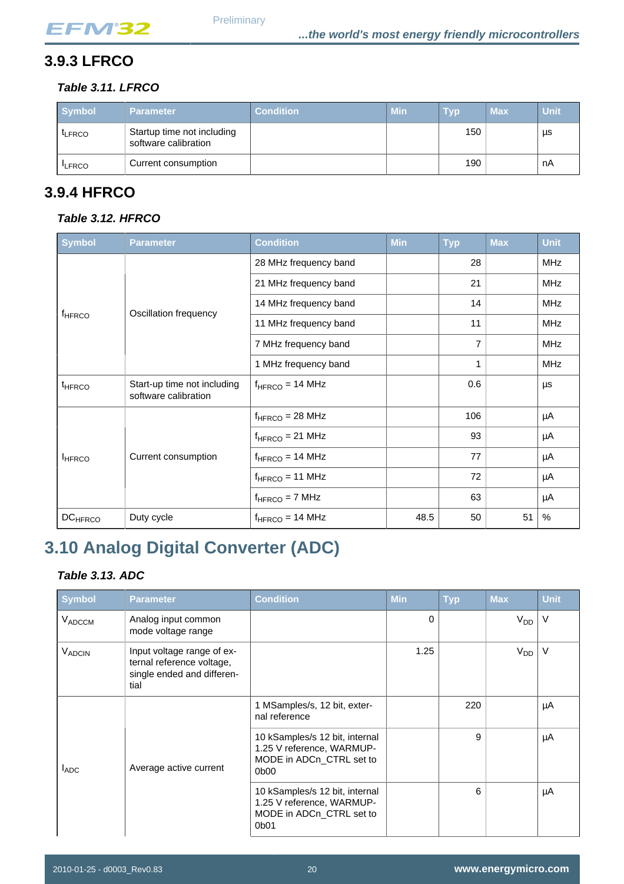### 3.9.3 LFRCO

*Table 3.11. LFRCO*

| Symbol | Parameter | Condition | Min | Typ | Max | Unit |
|---|---|---|---|---|---|---|
| $t_{LFRCO}$ | Startup time not including software calibration | | | 150 | | µs |
| $I_{LFRCO}$ | Current consumption | | | 190 | | nA |

### 3.9.4 HFRCO

*Table 3.12. HFRCO*

| Symbol | Parameter | Condition | Min | Typ | Max | Unit |
|---|---|---|---|---|---|---|
| $f_{HFRCO}$ | Oscillation frequency | 28 MHz frequency band | | 28 | | MHz |
| | | 21 MHz frequency band | | 21 | | MHz |
| | | 14 MHz frequency band | | 14 | | MHz |
| | | 11 MHz frequency band | | 11 | | MHz |
| | | 7 MHz frequency band | | 7 | | MHz |
| | | 1 MHz frequency band | | 1 | | MHz |
| $t_{HFRCO}$ | Start-up time not including software calibration | $f_{HFRCO}$ = 14 MHz | | 0.6 | | µs |
| $I_{HFRCO}$ | Current consumption | $f_{HFRCO}$ = 28 MHz | | 106 | | µA |
| | | $f_{HFRCO}$ = 21 MHz | | 93 | | µA |
| | | $f_{HFRCO}$ = 14 MHz | | 77 | | µA |
| | | $f_{HFRCO}$ = 11 MHz | | 72 | | µA |
| | | $f_{HFRCO}$ = 7 MHz | | 63 | | µA |
| $DC_{HFRCO}$ | Duty cycle | $f_{HFRCO}$ = 14 MHz | 48.5 | 50 | 51 | % |

## 3.10 Analog Digital Converter (ADC)

*Table 3.13. ADC*

| Symbol | Parameter | Condition | Min | Typ | Max | Unit |
|---|---|---|---|---|---|---|
| $V_{ADCCM}$ | Analog input common mode voltage range | | 0 | | $V_{DD}$ | V |
| $V_{ADCIN}$ | Input voltage range of external reference voltage, single ended and differential | | 1.25 | | $V_{DD}$ | V |
| $I_{ADC}$ | Average active current | 1 MSamples/s, 12 bit, external reference | | 220 | | µA |
| | | 10 kSamples/s 12 bit, internal 1.25 V reference, WARMUP-MODE in ADCn_CTRL set to 0b00 | | 9 | | µA |
| | | 10 kSamples/s 12 bit, internal 1.25 V reference, WARMUP-MODE in ADCn_CTRL set to 0b01 | | 6 | | µA |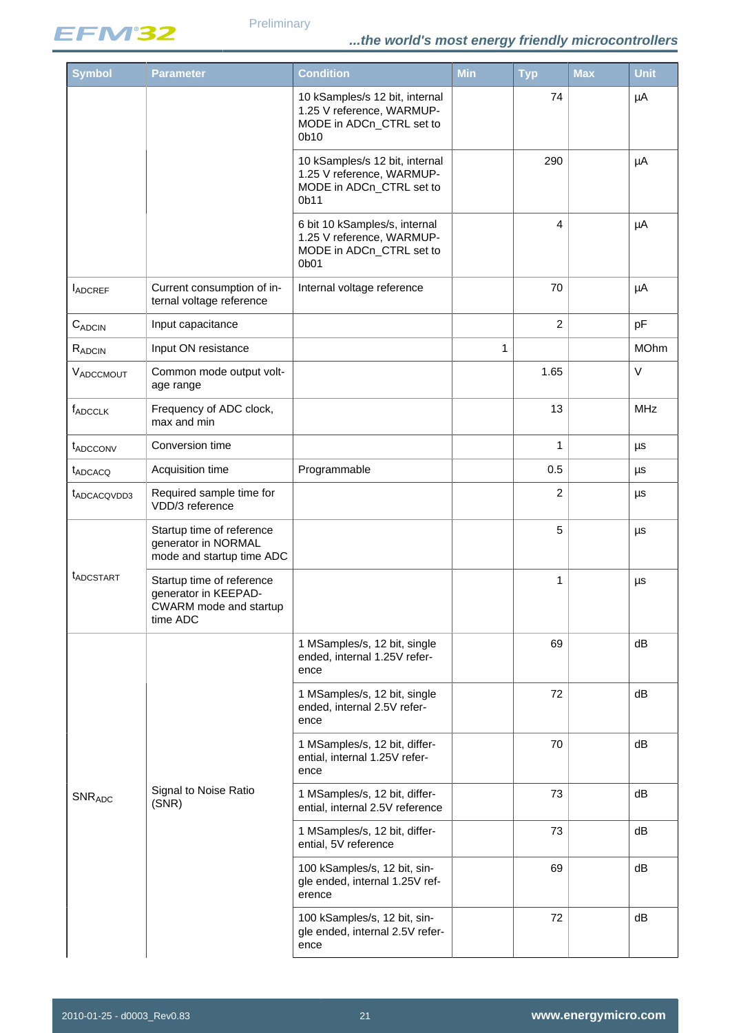| Symbol | Parameter | Condition | Min | Typ | Max | Unit |
|---|---|---|---|---|---|---|
| | | 10 kSamples/s 12 bit, internal 1.25 V reference, WARMUP-MODE in ADCn_CTRL set to 0b10 | | 74 | | µA |
| | | 10 kSamples/s 12 bit, internal 1.25 V reference, WARMUP-MODE in ADCn_CTRL set to 0b11 | | 290 | | µA |
| | | 6 bit 10 kSamples/s, internal 1.25 V reference, WARMUP-MODE in ADCn_CTRL set to 0b01 | | 4 | | µA |
| $I_{ADCREF}$ | Current consumption of internal voltage reference | Internal voltage reference | | 70 | | µA |
| $C_{ADCIN}$ | Input capacitance | | | 2 | | pF |
| $R_{ADCIN}$ | Input ON resistance | | 1 | | | MOhm |
| $V_{ADCCMOUT}$ | Common mode output voltage range | | | 1.65 | | V |
| $f_{ADCCLK}$ | Frequency of ADC clock, max and min | | | 13 | | MHz |
| $t_{ADCCONV}$ | Conversion time | | | 1 | | µs |
| $t_{ADCACQ}$ | Acquisition time | Programmable | | 0.5 | | µs |
| $t_{ADCACQVDD3}$ | Required sample time for VDD/3 reference | | | 2 | | µs |
| $t_{ADCSTART}$ | Startup time of reference generator in NORMAL mode and startup time ADC | | | 5 | | µs |
| | Startup time of reference generator in KEEPADCWARM mode and startup time ADC | | | 1 | | µs |
| $SNR_{ADC}$ | Signal to Noise Ratio (SNR) | 1 MSamples/s, 12 bit, single ended, internal 1.25V reference | | 69 | | dB |
| | | 1 MSamples/s, 12 bit, single ended, internal 2.5V reference | | 72 | | dB |
| | | 1 MSamples/s, 12 bit, differential, internal 1.25V reference | | 70 | | dB |
| | | 1 MSamples/s, 12 bit, differential, internal 2.5V reference | | 73 | | dB |
| | | 1 MSamples/s, 12 bit, differential, 5V reference | | 73 | | dB |
| | | 100 kSamples/s, 12 bit, single ended, internal 1.25V reference | | 69 | | dB |
| | | 100 kSamples/s, 12 bit, single ended, internal 2.5V reference | | 72 | | dB |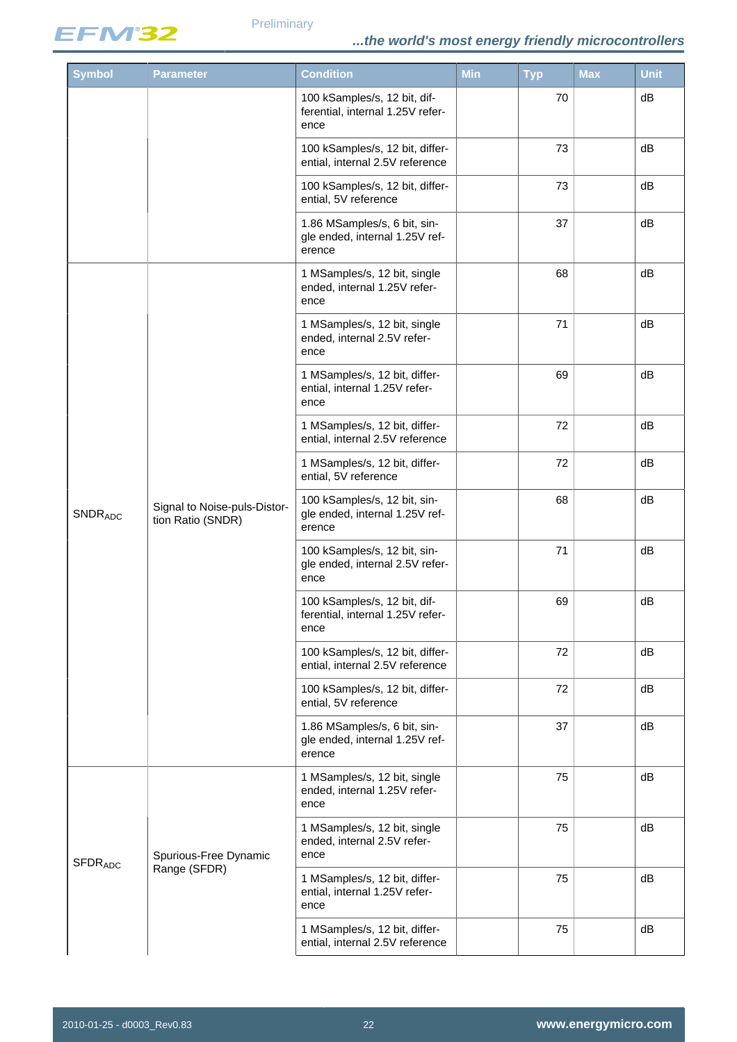| Symbol | Parameter | Condition | Min | Typ | Max | Unit |
|---|---|---|---|---|---|---|
| | | 100 kSamples/s, 12 bit, differential, internal 1.25V reference | | 70 | | dB |
| | | 100 kSamples/s, 12 bit, differential, internal 2.5V reference | | 73 | | dB |
| | | 100 kSamples/s, 12 bit, differential, 5V reference | | 73 | | dB |
| | | 1.86 MSamples/s, 6 bit, single ended, internal 1.25V reference | | 37 | | dB |
| $SNDR_{ADC}$ | Signal to Noise-puls-Distortion Ratio (SNDR) | 1 MSamples/s, 12 bit, single ended, internal 1.25V reference | | 68 | | dB |
| | | 1 MSamples/s, 12 bit, single ended, internal 2.5V reference | | 71 | | dB |
| | | 1 MSamples/s, 12 bit, differential, internal 1.25V reference | | 69 | | dB |
| | | 1 MSamples/s, 12 bit, differential, internal 2.5V reference | | 72 | | dB |
| | | 1 MSamples/s, 12 bit, differential, 5V reference | | 72 | | dB |
| | | 100 kSamples/s, 12 bit, single ended, internal 1.25V reference | | 68 | | dB |
| | | 100 kSamples/s, 12 bit, single ended, internal 2.5V reference | | 71 | | dB |
| | | 100 kSamples/s, 12 bit, differential, internal 1.25V reference | | 69 | | dB |
| | | 100 kSamples/s, 12 bit, differential, internal 2.5V reference | | 72 | | dB |
| | | 100 kSamples/s, 12 bit, differential, 5V reference | | 72 | | dB |
| | | 1.86 MSamples/s, 6 bit, single ended, internal 1.25V reference | | 37 | | dB |
| $SFDR_{ADC}$ | Spurious-Free Dynamic Range (SFDR) | 1 MSamples/s, 12 bit, single ended, internal 1.25V reference | | 75 | | dB |
| | | 1 MSamples/s, 12 bit, single ended, internal 2.5V reference | | 75 | | dB |
| | | 1 MSamples/s, 12 bit, differential, internal 1.25V reference | | 75 | | dB |
| | | 1 MSamples/s, 12 bit, differential, internal 2.5V reference | | 75 | | dB |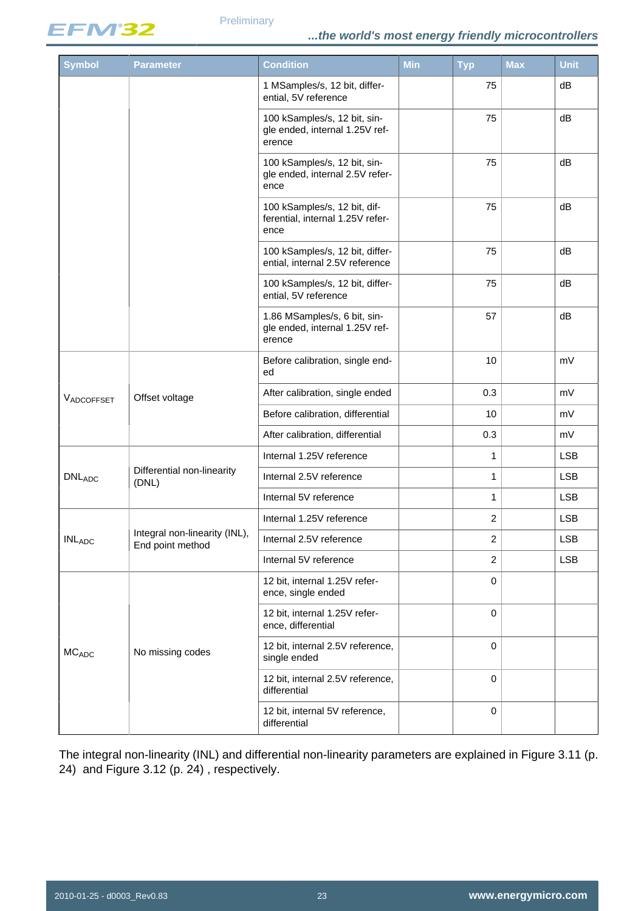| Symbol | Parameter | Condition | Min | Typ | Max | Unit |
|---|---|---|---|---|---|---|
| | | 1 MSamples/s, 12 bit, differential, 5V reference | | 75 | | dB |
| | | 100 kSamples/s, 12 bit, single ended, internal 1.25V reference | | 75 | | dB |
| | | 100 kSamples/s, 12 bit, single ended, internal 2.5V reference | | 75 | | dB |
| | | 100 kSamples/s, 12 bit, differential, internal 1.25V reference | | 75 | | dB |
| | | 100 kSamples/s, 12 bit, differential, internal 2.5V reference | | 75 | | dB |
| | | 100 kSamples/s, 12 bit, differential, 5V reference | | 75 | | dB |
| | | 1.86 MSamples/s, 6 bit, single ended, internal 1.25V reference | | 57 | | dB |
| $V_{ADCOFFSET}$ | Offset voltage | Before calibration, single ended | | 10 | | mV |
| | | After calibration, single ended | | 0.3 | | mV |
| | | Before calibration, differential | | 10 | | mV |
| | | After calibration, differential | | 0.3 | | mV |
| $DNL_{ADC}$ | Differential non-linearity (DNL) | Internal 1.25V reference | | 1 | | LSB |
| | | Internal 2.5V reference | | 1 | | LSB |
| | | Internal 5V reference | | 1 | | LSB |
| $INL_{ADC}$ | Integral non-linearity (INL), End point method | Internal 1.25V reference | | 2 | | LSB |
| | | Internal 2.5V reference | | 2 | | LSB |
| | | Internal 5V reference | | 2 | | LSB |
| $MC_{ADC}$ | No missing codes | 12 bit, internal 1.25V reference, single ended | | 0 | | |
| | | 12 bit, internal 1.25V reference, differential | | 0 | | |
| | | 12 bit, internal 2.5V reference, single ended | | 0 | | |
| | | 12 bit, internal 2.5V reference, differential | | 0 | | |
| | | 12 bit, internal 5V reference, differential | | 0 | | |

The integral non-linearity (INL) and differential non-linearity parameters are explained in Figure 3.11 (p. 24) and Figure 3.12 (p. 24) , respectively.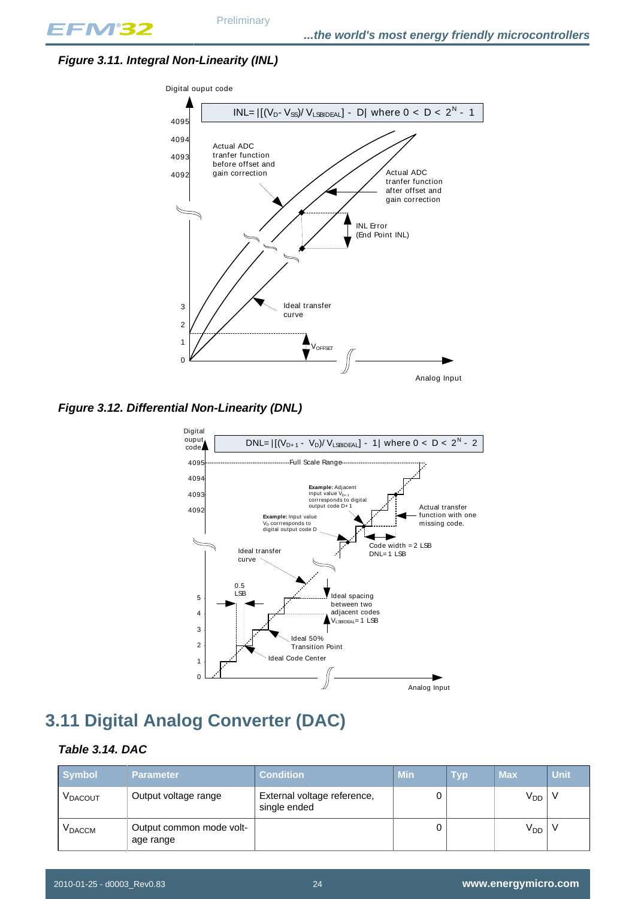*Figure 3.11. Integral Non-Linearity (INL)*

*Figure 3.12. Differential Non-Linearity (DNL)*

## 3.11 Digital Analog Converter (DAC)

*Table 3.14. DAC*

| Symbol | Parameter | Condition | Min | Typ | Max | Unit |
|---|---|---|---|---|---|---|
| $V_{DACOUT}$ | Output voltage range | External voltage reference, single ended | 0 | | $V_{DD}$ | V |
| $V_{DACCM}$ | Output common mode voltage range | | 0 | | $V_{DD}$ | V |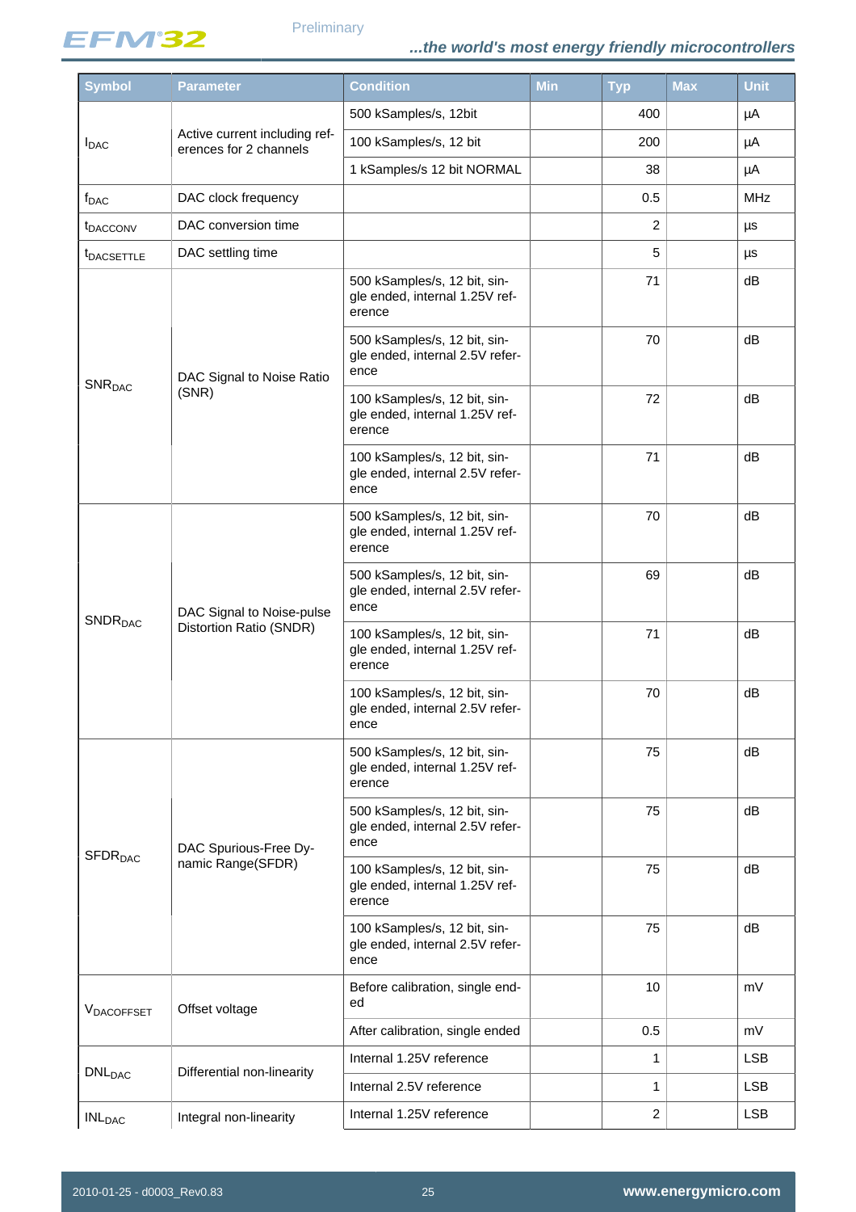| Symbol | Parameter | Condition | Min | Typ | Max | Unit |
|---|---|---|---|---|---|---|
| $I_{DAC}$ | Active current including references for 2 channels | 500 kSamples/s, 12bit | | 400 | | µA |
| | | 100 kSamples/s, 12 bit | | 200 | | µA |
| | | 1 kSamples/s 12 bit NORMAL | | 38 | | µA |
| $f_{DAC}$ | DAC clock frequency | | | 0.5 | | MHz |
| $t_{DACCONV}$ | DAC conversion time | | | 2 | | µs |
| $t_{DACSETTLE}$ | DAC settling time | | | 5 | | µs |
| $SNR_{DAC}$ | DAC Signal to Noise Ratio (SNR) | 500 kSamples/s, 12 bit, single ended, internal 1.25V reference | | 71 | | dB |
| | | 500 kSamples/s, 12 bit, single ended, internal 2.5V reference | | 70 | | dB |
| | | 100 kSamples/s, 12 bit, single ended, internal 1.25V reference | | 72 | | dB |
| | | 100 kSamples/s, 12 bit, single ended, internal 2.5V reference | | 71 | | dB |
| $SNDR_{DAC}$ | DAC Signal to Noise-pulse Distortion Ratio (SNDR) | 500 kSamples/s, 12 bit, single ended, internal 1.25V reference | | 70 | | dB |
| | | 500 kSamples/s, 12 bit, single ended, internal 2.5V reference | | 69 | | dB |
| | | 100 kSamples/s, 12 bit, single ended, internal 1.25V reference | | 71 | | dB |
| | | 100 kSamples/s, 12 bit, single ended, internal 2.5V reference | | 70 | | dB |
| $SFDR_{DAC}$ | DAC Spurious-Free Dynamic Range(SFDR) | 500 kSamples/s, 12 bit, single ended, internal 1.25V reference | | 75 | | dB |
| | | 500 kSamples/s, 12 bit, single ended, internal 2.5V reference | | 75 | | dB |
| | | 100 kSamples/s, 12 bit, single ended, internal 1.25V reference | | 75 | | dB |
| | | 100 kSamples/s, 12 bit, single ended, internal 2.5V reference | | 75 | | dB |
| $V_{DACOFFSET}$ | Offset voltage | Before calibration, single ended | | 10 | | mV |
| | | After calibration, single ended | | 0.5 | | mV |
| $DNL_{DAC}$ | Differential non-linearity | Internal 1.25V reference | | 1 | | LSB |
| | | Internal 2.5V reference | | 1 | | LSB |
| $INL_{DAC}$ | Integral non-linearity | Internal 1.25V reference | | 2 | | LSB |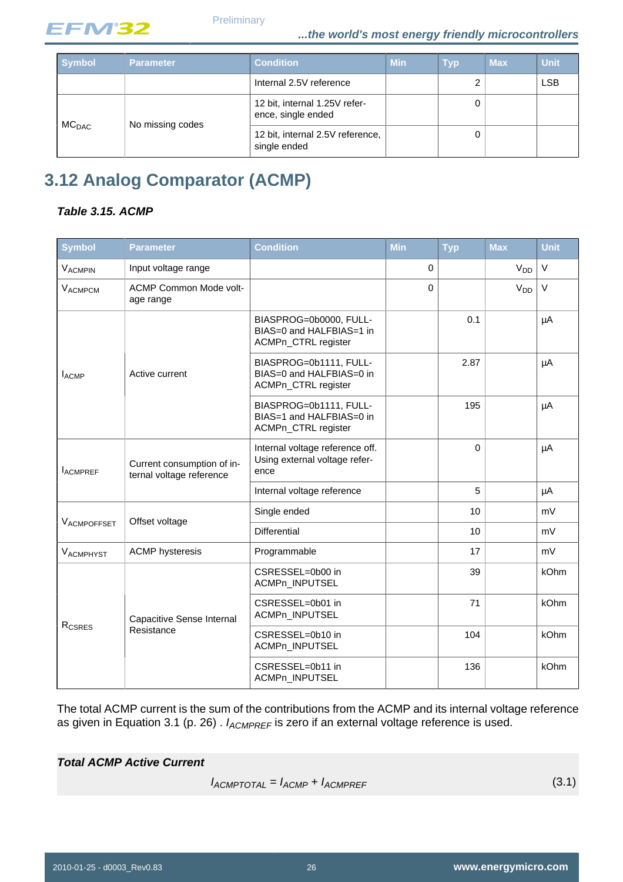| Symbol | Parameter | Condition | Min | Typ | Max | Unit |
|---|---|---|---|---|---|---|
| | | Internal 2.5V reference | | 2 | | LSB |
| $MC_{DAC}$ | No missing codes | 12 bit, internal 1.25V reference, single ended | | 0 | | |
| | | 12 bit, internal 2.5V reference, single ended | | 0 | | |

## 3.12 Analog Comparator (ACMP)

***Table 3.15. ACMP***

| Symbol | Parameter | Condition | Min | Typ | Max | Unit |
|---|---|---|---|---|---|---|
| $V_{ACMPIN}$ | Input voltage range | | 0 | | $V_{DD}$ | V |
| $V_{ACMPCM}$ | ACMP Common Mode voltage range | | 0 | | $V_{DD}$ | V |
| $I_{ACMP}$ | Active current | BIASPROG=0b0000, FULLBIAS=0 and HALFBIAS=1 in ACMPn_CTRL register | | 0.1 | | µA |
| | | BIASPROG=0b1111, FULLBIAS=0 and HALFBIAS=0 in ACMPn_CTRL register | | 2.87 | | µA |
| | | BIASPROG=0b1111, FULLBIAS=1 and HALFBIAS=0 in ACMPn_CTRL register | | 195 | | µA |
| $I_{ACMPREF}$ | Current consumption of internal voltage reference | Internal voltage reference off. Using external voltage reference | | 0 | | µA |
| | | Internal voltage reference | | 5 | | µA |
| $V_{ACMPOFFSET}$ | Offset voltage | Single ended | | 10 | | mV |
| | | Differential | | 10 | | mV |
| $V_{ACMPHYST}$ | ACMP hysteresis | Programmable | | 17 | | mV |
| $R_{CSRES}$ | Capacitive Sense Internal Resistance | CSRESSEL=0b00 in ACMPn_INPUTSEL | | 39 | | kOhm |
| | | CSRESSEL=0b01 in ACMPn_INPUTSEL | | 71 | | kOhm |
| | | CSRESSEL=0b10 in ACMPn_INPUTSEL | | 104 | | kOhm |
| | | CSRESSEL=0b11 in ACMPn_INPUTSEL | | 136 | | kOhm |

The total ACMP current is the sum of the contributions from the ACMP and its internal voltage reference as given in Equation 3.1 (p. 26) . $I_{ACMPREF}$ is zero if an external voltage reference is used.

***Total ACMP Active Current***

$$I_{ACMPTOTAL} = I_{ACMP} + I_{ACMPREF} \quad (3.1)$$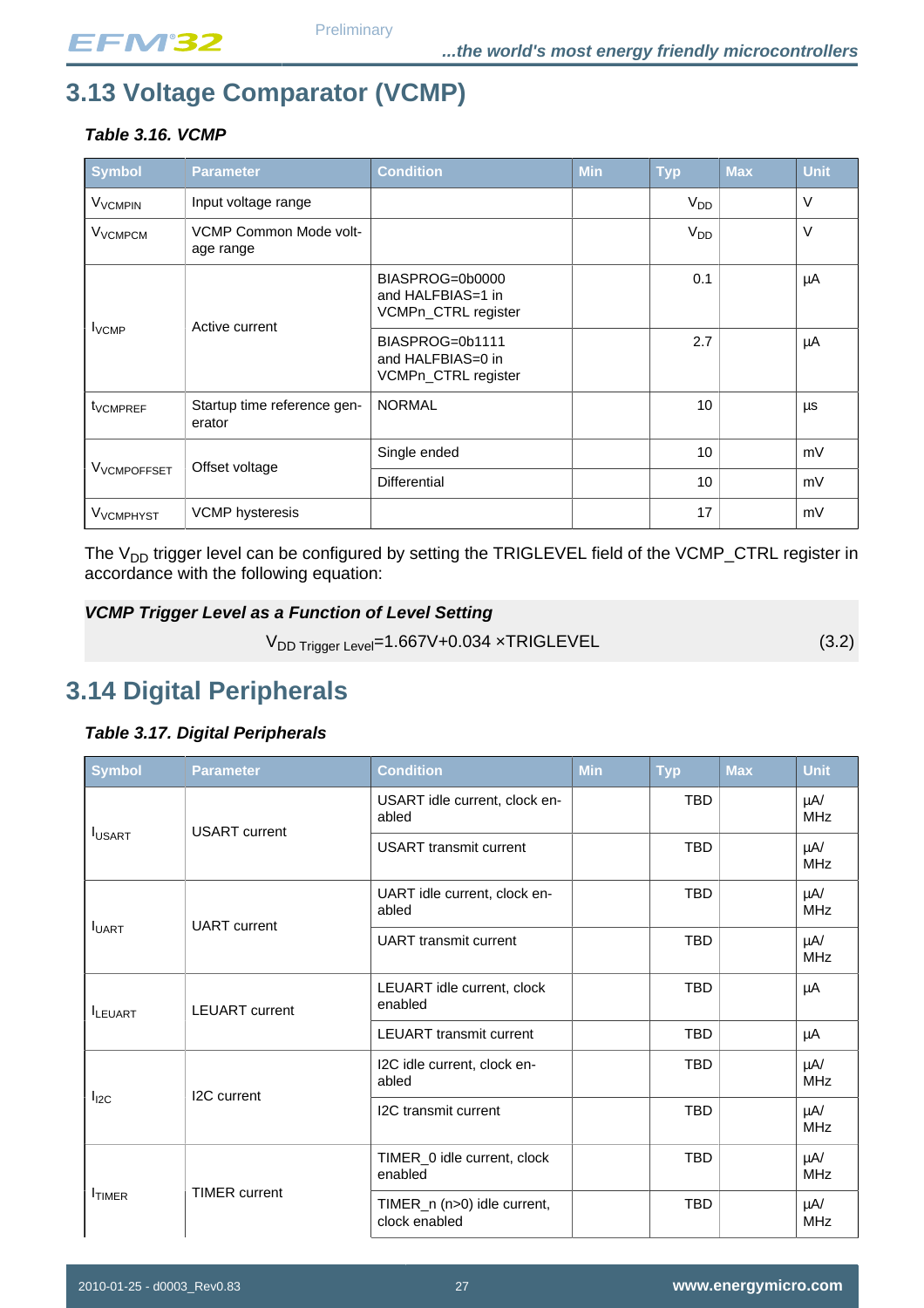## 3.13 Voltage Comparator (VCMP)

***Table 3.16. VCMP***

| Symbol | Parameter | Condition | Min | Typ | Max | Unit |
|---|---|---|---|---|---|---|
| $V_{VCMPIN}$ | Input voltage range | | | $V_{DD}$ | | V |
| $V_{VCMPCM}$ | VCMP Common Mode voltage range | | | $V_{DD}$ | | V |
| $I_{VCMP}$ | Active current | BIASPROG=0b0000 and HALFBIAS=1 in VCMPn_CTRL register | | 0.1 | | µA |
| | | BIASPROG=0b1111 and HALFBIAS=0 in VCMPn_CTRL register | | 2.7 | | µA |
| $t_{VCMPREF}$ | Startup time reference generator | NORMAL | | 10 | | µs |
| $V_{VCMPOFFSET}$ | Offset voltage | Single ended | | 10 | | mV |
| | | Differential | | 10 | | mV |
| $V_{VCMPHYST}$ | VCMP hysteresis | | | 17 | | mV |

The $V_{DD}$ trigger level can be configured by setting the TRIGLEVEL field of the VCMP_CTRL register in accordance with the following equation:

***VCMP Trigger Level as a Function of Level Setting***

$$V_{DD\ Trigger\ Level} = 1.667\text{V} + 0.034 \times \text{TRIGLEVEL} \quad (3.2)$$

## 3.14 Digital Peripherals

***Table 3.17. Digital Peripherals***

| Symbol | Parameter | Condition | Min | Typ | Max | Unit |
|---|---|---|---|---|---|---|
| $I_{USART}$ | USART current | USART idle current, clock enabled | | TBD | | µA/MHz |
| | | USART transmit current | | TBD | | µA/MHz |
| $I_{UART}$ | UART current | UART idle current, clock enabled | | TBD | | µA/MHz |
| | | UART transmit current | | TBD | | µA/MHz |
| $I_{LEUART}$ | LEUART current | LEUART idle current, clock enabled | | TBD | | µA |
| | | LEUART transmit current | | TBD | | µA |
| $I_{I2C}$ | I2C current | I2C idle current, clock enabled | | TBD | | µA/MHz |
| | | I2C transmit current | | TBD | | µA/MHz |
| $I_{TIMER}$ | TIMER current | TIMER_0 idle current, clock enabled | | TBD | | µA/MHz |
| | | TIMER_n (n>0) idle current, clock enabled | | TBD | | µA/MHz |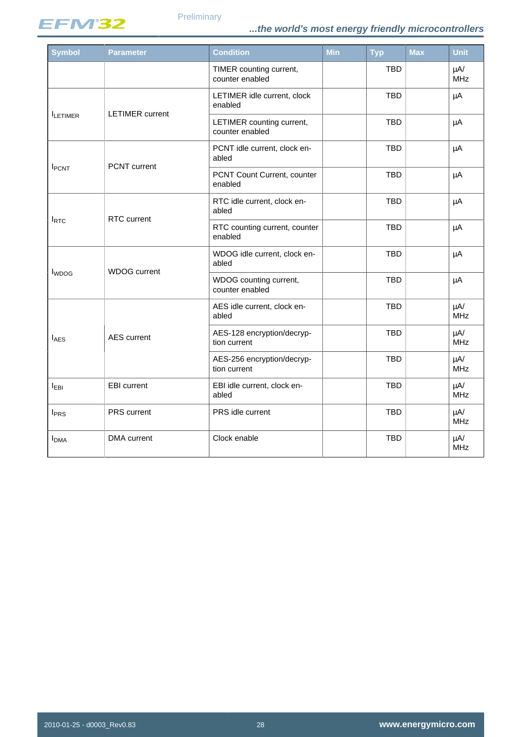| Symbol | Parameter | Condition | Min | Typ | Max | Unit |
|---|---|---|---|---|---|---|
| | | TIMER counting current, counter enabled | | TBD | | µA/ MHz |
| $I_{LETIMER}$ | LETIMER current | LETIMER idle current, clock enabled | | TBD | | µA |
| | | LETIMER counting current, counter enabled | | TBD | | µA |
| $I_{PCNT}$ | PCNT current | PCNT idle current, clock enabled | | TBD | | µA |
| | | PCNT Count Current, counter enabled | | TBD | | µA |
| $I_{RTC}$ | RTC current | RTC idle current, clock enabled | | TBD | | µA |
| | | RTC counting current, counter enabled | | TBD | | µA |
| $I_{WDOG}$ | WDOG current | WDOG idle current, clock enabled | | TBD | | µA |
| | | WDOG counting current, counter enabled | | TBD | | µA |
| $I_{AES}$ | AES current | AES idle current, clock enabled | | TBD | | µA/ MHz |
| | | AES-128 encryption/decryption current | | TBD | | µA/ MHz |
| | | AES-256 encryption/decryption current | | TBD | | µA/ MHz |
| $I_{EBI}$ | EBI current | EBI idle current, clock enabled | | TBD | | µA/ MHz |
| $I_{PRS}$ | PRS current | PRS idle current | | TBD | | µA/ MHz |
| $I_{DMA}$ | DMA current | Clock enable | | TBD | | µA/ MHz |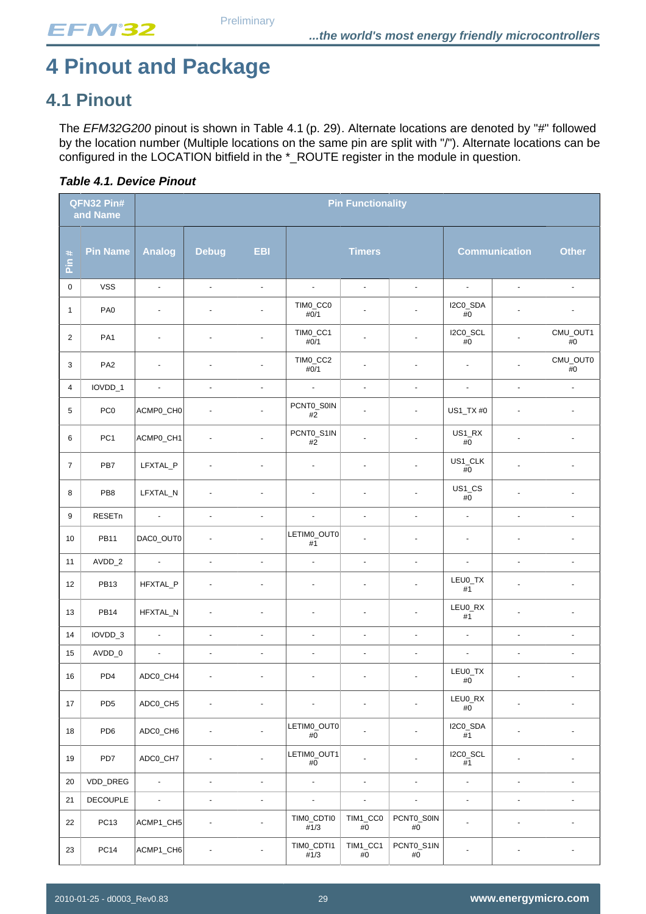# 4 Pinout and Package

## 4.1 Pinout

The *EFM32G200* pinout is shown in Table 4.1 (p. 29). Alternate locations are denoted by "#" followed by the location number (Multiple locations on the same pin are split with "/"). Alternate locations can be configured in the LOCATION bitfield in the *_ROUTE register in the module in question.

***Table 4.1. Device Pinout***

| QFN32 Pin# and Name | | Pin Functionality | | | | | | | | |
|---|---|---|---|---|---|---|---|---|---|---|
| Pin # | Pin Name | Analog | Debug | EBI | Timers | | | Communication | | Other |
| 0 | VSS | - | - | - | - | - | - | - | - | - |
| 1 | PA0 | - | - | - | TIM0_CC0 #0/1 | - | - | I2C0_SDA #0 | - | - |
| 2 | PA1 | - | - | - | TIM0_CC1 #0/1 | - | - | I2C0_SCL #0 | - | CMU_OUT1 #0 |
| 3 | PA2 | - | - | - | TIM0_CC2 #0/1 | - | - | - | - | CMU_OUT0 #0 |
| 4 | IOVDD_1 | - | - | - | - | - | - | - | - | - |
| 5 | PC0 | ACMP0_CH0 | - | - | PCNT0_S0IN #2 | - | - | US1_TX #0 | - | - |
| 6 | PC1 | ACMP0_CH1 | - | - | PCNT0_S1IN #2 | - | - | US1_RX #0 | - | - |
| 7 | PB7 | LFXTAL_P | - | - | - | - | - | US1_CLK #0 | - | - |
| 8 | PB8 | LFXTAL_N | - | - | - | - | - | US1_CS #0 | - | - |
| 9 | RESETn | - | - | - | - | - | - | - | - | - |
| 10 | PB11 | DAC0_OUT0 | - | - | LETIM0_OUT0 #1 | - | - | - | - | - |
| 11 | AVDD_2 | - | - | - | - | - | - | - | - | - |
| 12 | PB13 | HFXTAL_P | - | - | - | - | - | LEU0_TX #1 | - | - |
| 13 | PB14 | HFXTAL_N | - | - | - | - | - | LEU0_RX #1 | - | - |
| 14 | IOVDD_3 | - | - | - | - | - | - | - | - | - |
| 15 | AVDD_0 | - | - | - | - | - | - | - | - | - |
| 16 | PD4 | ADC0_CH4 | - | - | - | - | - | LEU0_TX #0 | - | - |
| 17 | PD5 | ADC0_CH5 | - | - | - | - | - | LEU0_RX #0 | - | - |
| 18 | PD6 | ADC0_CH6 | - | - | LETIM0_OUT0 #0 | - | - | I2C0_SDA #1 | - | - |
| 19 | PD7 | ADC0_CH7 | - | - | LETIM0_OUT1 #0 | - | - | I2C0_SCL #1 | - | - |
| 20 | VDD_DREG | - | - | - | - | - | - | - | - | - |
| 21 | DECOUPLE | - | - | - | - | - | - | - | - | - |
| 22 | PC13 | ACMP1_CH5 | - | - | TIM0_CDTI0 #1/3 | TIM1_CC0 #0 | PCNT0_S0IN #0 | - | - | - |
| 23 | PC14 | ACMP1_CH6 | - | - | TIM0_CDTI1 #1/3 | TIM1_CC1 #0 | PCNT0_S1IN #0 | - | - | - |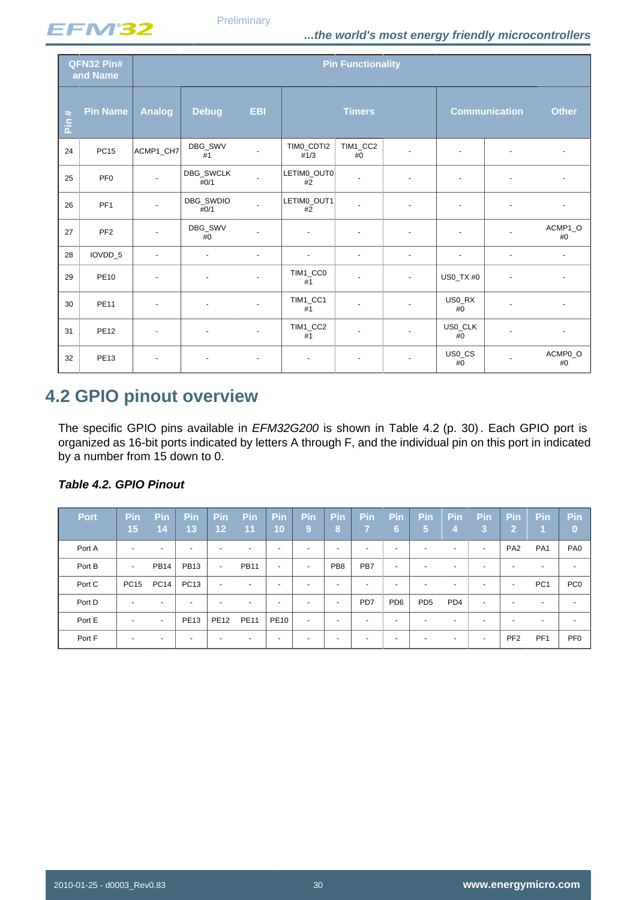| QFN32 Pin# and Name | | Pin Functionality | | | | | | | | |
|---|---|---|---|---|---|---|---|---|---|---|
| Pin # | Pin Name | Analog | Debug | EBI | Timers | | | Communication | | Other |
| 24 | PC15 | ACMP1_CH7 | DBG_SWV #1 | - | TIM0_CDTI2 #1/3 | TIM1_CC2 #0 | - | - | - | - |
| 25 | PF0 | - | DBG_SWCLK #0/1 | - | LETIM0_OUT0 #2 | - | - | - | - | - |
| 26 | PF1 | - | DBG_SWDIO #0/1 | - | LETIM0_OUT1 #2 | - | - | - | - | - |
| 27 | PF2 | - | DBG_SWV #0 | - | - | - | - | - | - | ACMP1_O #0 |
| 28 | IOVDD_5 | - | - | - | - | - | - | - | - | - |
| 29 | PE10 | - | - | - | TIM1_CC0 #1 | - | - | US0_TX #0 | - | - |
| 30 | PE11 | - | - | - | TIM1_CC1 #1 | - | - | US0_RX #0 | - | - |
| 31 | PE12 | - | - | - | TIM1_CC2 #1 | - | - | US0_CLK #0 | - | - |
| 32 | PE13 | - | - | - | - | - | - | US0_CS #0 | - | ACMP0_O #0 |

## 4.2 GPIO pinout overview

The specific GPIO pins available in *EFM32G200* is shown in Table 4.2 (p. 30). Each GPIO port is organized as 16-bit ports indicated by letters A through F, and the individual pin on this port in indicated by a number from 15 down to 0.

***Table 4.2. GPIO Pinout***

| Port | Pin 15 | Pin 14 | Pin 13 | Pin 12 | Pin 11 | Pin 10 | Pin 9 | Pin 8 | Pin 7 | Pin 6 | Pin 5 | Pin 4 | Pin 3 | Pin 2 | Pin 1 | Pin 0 |
|---|---|---|---|---|---|---|---|---|---|---|---|---|---|---|---|---|
| Port A | - | - | - | - | - | - | - | - | - | - | - | - | - | PA2 | PA1 | PA0 |
| Port B | - | PB14 | PB13 | - | PB11 | - | - | PB8 | PB7 | - | - | - | - | - | - | - |
| Port C | PC15 | PC14 | PC13 | - | - | - | - | - | - | - | - | - | - | - | PC1 | PC0 |
| Port D | - | - | - | - | - | - | - | - | PD7 | PD6 | PD5 | PD4 | - | - | - | - |
| Port E | - | - | PE13 | PE12 | PE11 | PE10 | - | - | - | - | - | - | - | - | - | - |
| Port F | - | - | - | - | - | - | - | - | - | - | - | - | - | PF2 | PF1 | PF0 |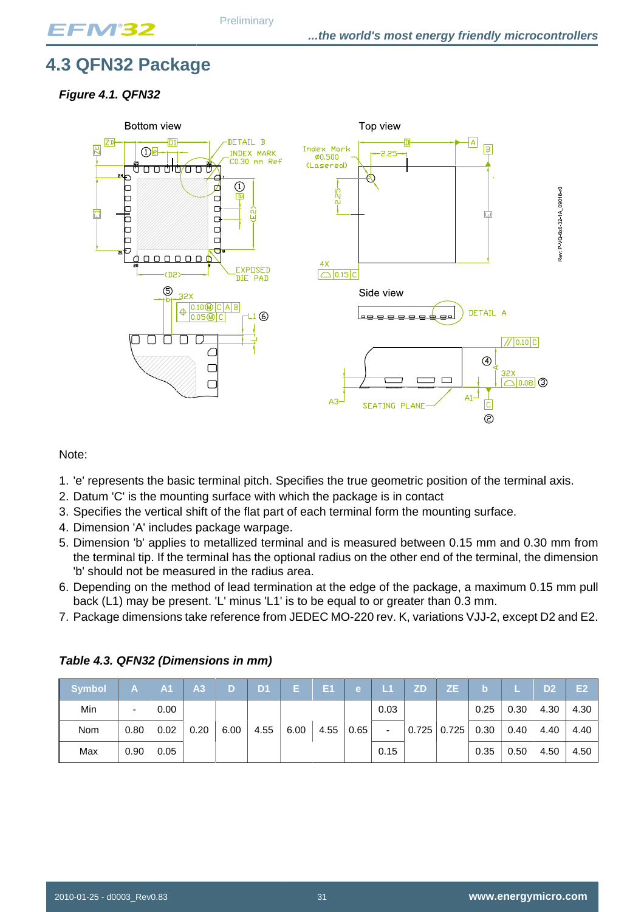## 4.3 QFN32 Package

***Figure 4.1. QFN32***

Note:

1. 'e' represents the basic terminal pitch. Specifies the true geometric position of the terminal axis.
2. Datum 'C' is the mounting surface with which the package is in contact
3. Specifies the vertical shift of the flat part of each terminal form the mounting surface.
4. Dimension 'A' includes package warpage.
5. Dimension 'b' applies to metallized terminal and is measured between 0.15 mm and 0.30 mm from the terminal tip. If the terminal has the optional radius on the other end of the terminal, the dimension 'b' should not be measured in the radius area.
6. Depending on the method of lead termination at the edge of the package, a maximum 0.15 mm pull back (L1) may be present. 'L' minus 'L1' is to be equal to or greater than 0.3 mm.
7. Package dimensions take reference from JEDEC MO-220 rev. K, variations VJJ-2, except D2 and E2.

***Table 4.3. QFN32 (Dimensions in mm)***

| Symbol | A | A1 | A3 | D | D1 | E | E1 | e | L1 | ZD | ZE | b | L | D2 | E2 |
|---|---|---|---|---|---|---|---|---|---|---|---|---|---|---|---|
| Min | - | 0.00 | | | | | | | 0.03 | | | 0.25 | 0.30 | 4.30 | 4.30 |
| Nom | 0.80 | 0.02 | 0.20 | 6.00 | 4.55 | 6.00 | 4.55 | 0.65 | - | 0.725 | 0.725 | 0.30 | 0.40 | 4.40 | 4.40 |
| Max | 0.90 | 0.05 | | | | | | | 0.15 | | | 0.35 | 0.50 | 4.50 | 4.50 |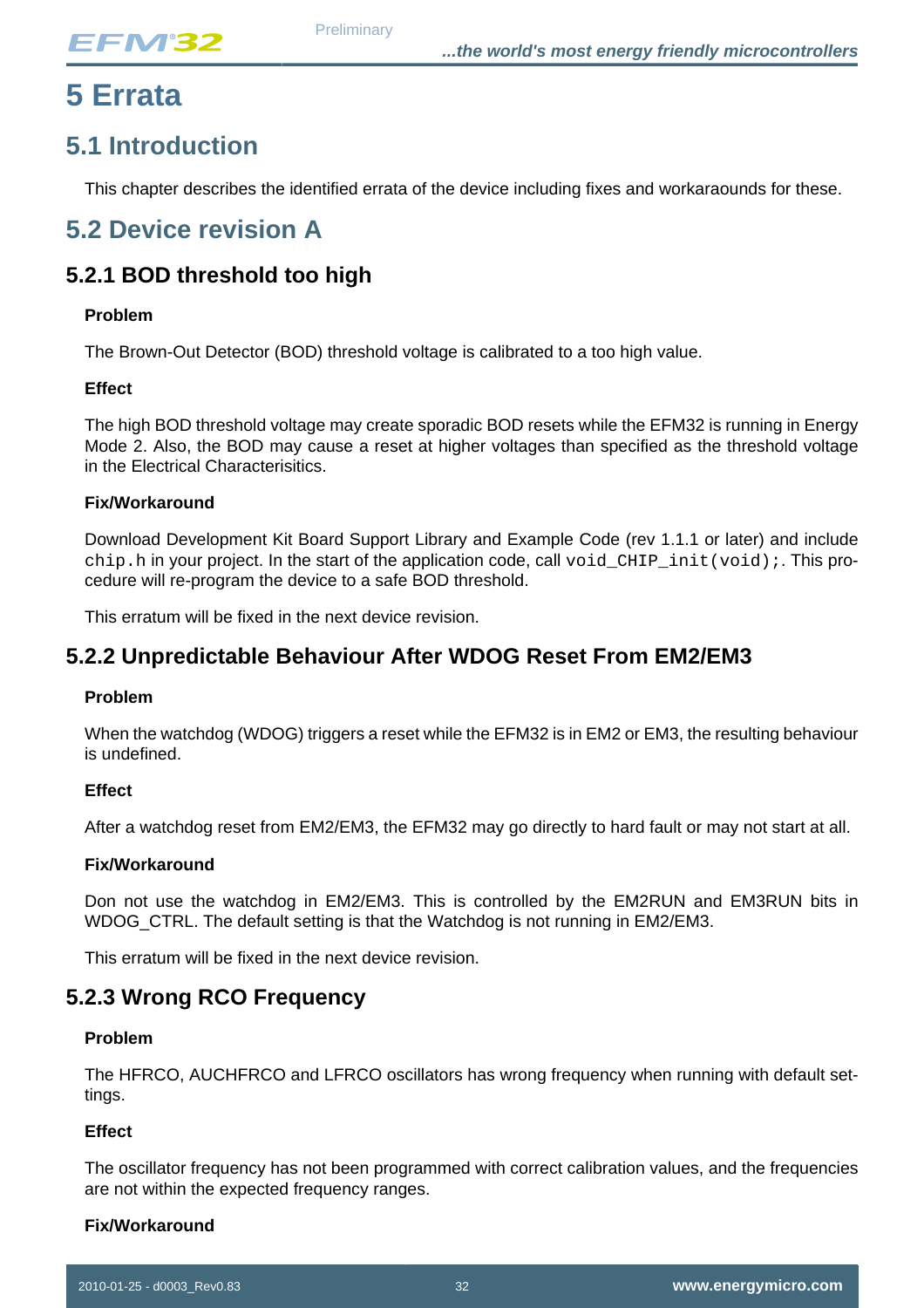# 5 Errata

## 5.1 Introduction

This chapter describes the identified errata of the device including fixes and workaraounds for these.

## 5.2 Device revision A

### 5.2.1 BOD threshold too high

**Problem**

The Brown-Out Detector (BOD) threshold voltage is calibrated to a too high value.

**Effect**

The high BOD threshold voltage may create sporadic BOD resets while the EFM32 is running in Energy Mode 2. Also, the BOD may cause a reset at higher voltages than specified as the threshold voltage in the Electrical Characterisitics.

**Fix/Workaround**

Download Development Kit Board Support Library and Example Code (rev 1.1.1 or later) and include `chip.h` in your project. In the start of the application code, call `void_CHIP_init(void);`. This procedure will re-program the device to a safe BOD threshold.

This erratum will be fixed in the next device revision.

### 5.2.2 Unpredictable Behaviour After WDOG Reset From EM2/EM3

**Problem**

When the watchdog (WDOG) triggers a reset while the EFM32 is in EM2 or EM3, the resulting behaviour is undefined.

**Effect**

After a watchdog reset from EM2/EM3, the EFM32 may go directly to hard fault or may not start at all.

**Fix/Workaround**

Don not use the watchdog in EM2/EM3. This is controlled by the EM2RUN and EM3RUN bits in WDOG_CTRL. The default setting is that the Watchdog is not running in EM2/EM3.

This erratum will be fixed in the next device revision.

### 5.2.3 Wrong RCO Frequency

**Problem**

The HFRCO, AUCHFRCO and LFRCO oscillators has wrong frequency when running with default settings.

**Effect**

The oscillator frequency has not been programmed with correct calibration values, and the frequencies are not within the expected frequency ranges.

**Fix/Workaround**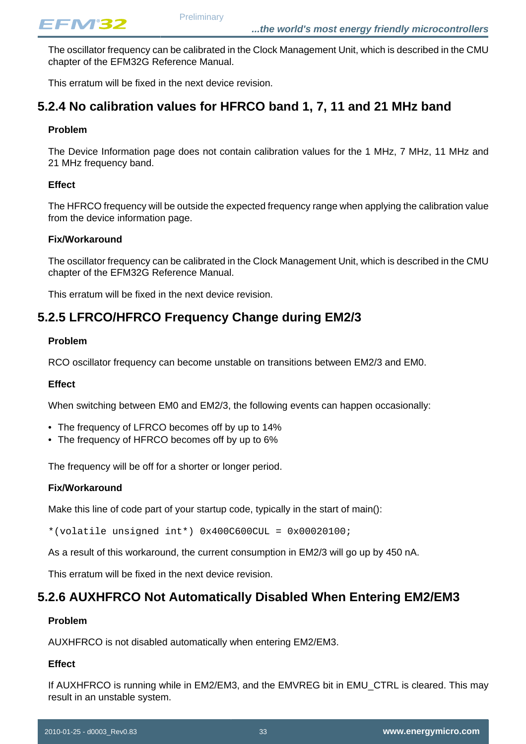The oscillator frequency can be calibrated in the Clock Management Unit, which is described in the CMU chapter of the EFM32G Reference Manual.

This erratum will be fixed in the next device revision.

### 5.2.4 No calibration values for HFRCO band 1, 7, 11 and 21 MHz band

**Problem**

The Device Information page does not contain calibration values for the 1 MHz, 7 MHz, 11 MHz and 21 MHz frequency band.

**Effect**

The HFRCO frequency will be outside the expected frequency range when applying the calibration value from the device information page.

**Fix/Workaround**

The oscillator frequency can be calibrated in the Clock Management Unit, which is described in the CMU chapter of the EFM32G Reference Manual.

This erratum will be fixed in the next device revision.

### 5.2.5 LFRCO/HFRCO Frequency Change during EM2/3

**Problem**

RCO oscillator frequency can become unstable on transitions between EM2/3 and EM0.

**Effect**

When switching between EM0 and EM2/3, the following events can happen occasionally:

- The frequency of LFRCO becomes off by up to 14%
- The frequency of HFRCO becomes off by up to 6%

The frequency will be off for a shorter or longer period.

**Fix/Workaround**

Make this line of code part of your startup code, typically in the start of main():

```
*(volatile unsigned int*) 0x400C600CUL = 0x00020100;
```

As a result of this workaround, the current consumption in EM2/3 will go up by 450 nA.

This erratum will be fixed in the next device revision.

### 5.2.6 AUXHFRCO Not Automatically Disabled When Entering EM2/EM3

**Problem**

AUXHFRCO is not disabled automatically when entering EM2/EM3.

**Effect**

If AUXHFRCO is running while in EM2/EM3, and the EMVREG bit in EMU_CTRL is cleared. This may result in an unstable system.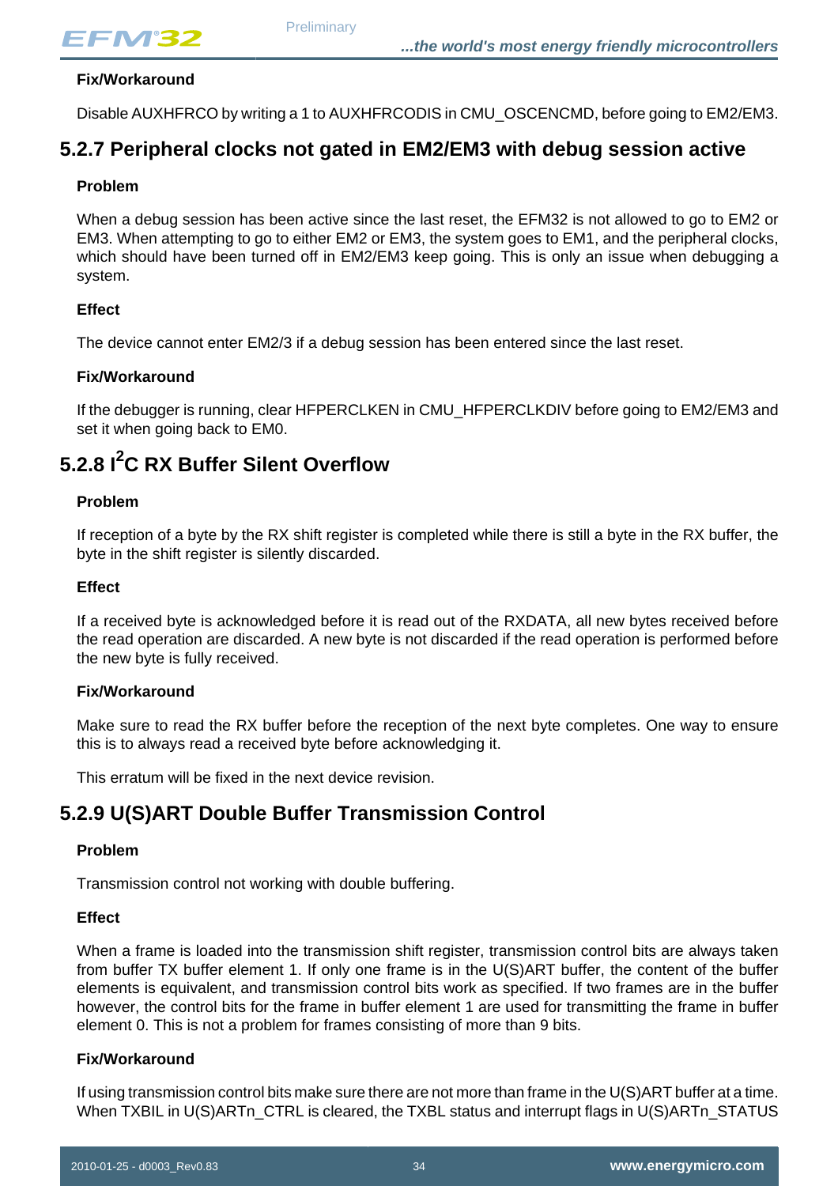#### Fix/Workaround

Disable AUXHFRCO by writing a 1 to AUXHFRCODIS in CMU_OSCENCMD, before going to EM2/EM3.

### 5.2.7 Peripheral clocks not gated in EM2/EM3 with debug session active

#### Problem

When a debug session has been active since the last reset, the EFM32 is not allowed to go to EM2 or EM3. When attempting to go to either EM2 or EM3, the system goes to EM1, and the peripheral clocks, which should have been turned off in EM2/EM3 keep going. This is only an issue when debugging a system.

#### Effect

The device cannot enter EM2/3 if a debug session has been entered since the last reset.

#### Fix/Workaround

If the debugger is running, clear HFPERCLKEN in CMU_HFPERCLKDIV before going to EM2/EM3 and set it when going back to EM0.

### 5.2.8 I$^2$C RX Buffer Silent Overflow

#### Problem

If reception of a byte by the RX shift register is completed while there is still a byte in the RX buffer, the byte in the shift register is silently discarded.

#### Effect

If a received byte is acknowledged before it is read out of the RXDATA, all new bytes received before the read operation are discarded. A new byte is not discarded if the read operation is performed before the new byte is fully received.

#### Fix/Workaround

Make sure to read the RX buffer before the reception of the next byte completes. One way to ensure this is to always read a received byte before acknowledging it.

This erratum will be fixed in the next device revision.

### 5.2.9 U(S)ART Double Buffer Transmission Control

#### Problem

Transmission control not working with double buffering.

#### Effect

When a frame is loaded into the transmission shift register, transmission control bits are always taken from buffer TX buffer element 1. If only one frame is in the U(S)ART buffer, the content of the buffer elements is equivalent, and transmission control bits work as specified. If two frames are in the buffer however, the control bits for the frame in buffer element 1 are used for transmitting the frame in buffer element 0. This is not a problem for frames consisting of more than 9 bits.

#### Fix/Workaround

If using transmission control bits make sure there are not more than frame in the U(S)ART buffer at a time. When TXBIL in U(S)ARTn_CTRL is cleared, the TXBL status and interrupt flags in U(S)ARTn_STATUS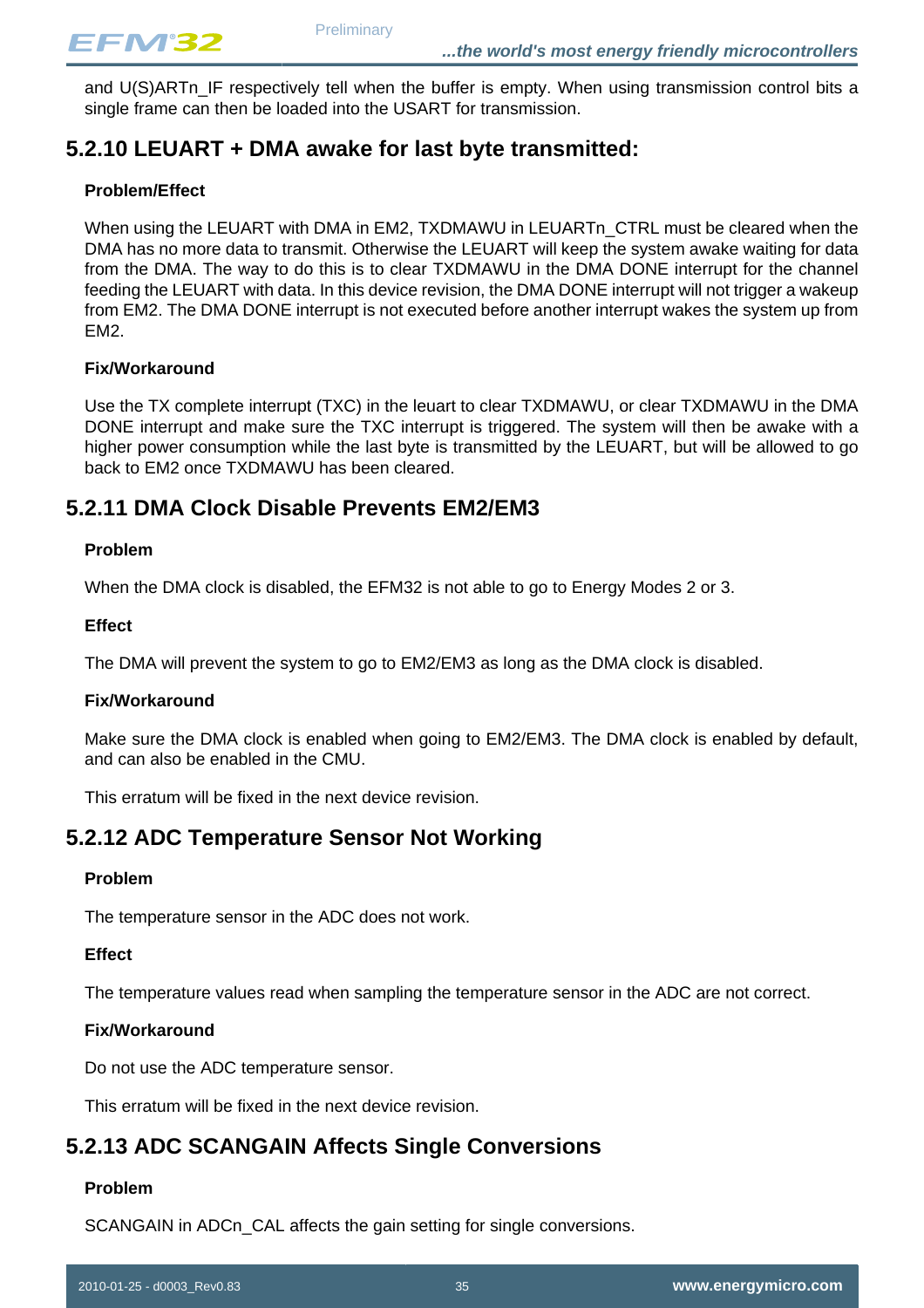and U(S)ARTn_IF respectively tell when the buffer is empty. When using transmission control bits a single frame can then be loaded into the USART for transmission.

## 5.2.10 LEUART + DMA awake for last byte transmitted:

**Problem/Effect**

When using the LEUART with DMA in EM2, TXDMAWU in LEUARTn_CTRL must be cleared when the DMA has no more data to transmit. Otherwise the LEUART will keep the system awake waiting for data from the DMA. The way to do this is to clear TXDMAWU in the DMA DONE interrupt for the channel feeding the LEUART with data. In this device revision, the DMA DONE interrupt will not trigger a wakeup from EM2. The DMA DONE interrupt is not executed before another interrupt wakes the system up from EM2.

**Fix/Workaround**

Use the TX complete interrupt (TXC) in the leuart to clear TXDMAWU, or clear TXDMAWU in the DMA DONE interrupt and make sure the TXC interrupt is triggered. The system will then be awake with a higher power consumption while the last byte is transmitted by the LEUART, but will be allowed to go back to EM2 once TXDMAWU has been cleared.

## 5.2.11 DMA Clock Disable Prevents EM2/EM3

**Problem**

When the DMA clock is disabled, the EFM32 is not able to go to Energy Modes 2 or 3.

**Effect**

The DMA will prevent the system to go to EM2/EM3 as long as the DMA clock is disabled.

**Fix/Workaround**

Make sure the DMA clock is enabled when going to EM2/EM3. The DMA clock is enabled by default, and can also be enabled in the CMU.

This erratum will be fixed in the next device revision.

## 5.2.12 ADC Temperature Sensor Not Working

**Problem**

The temperature sensor in the ADC does not work.

**Effect**

The temperature values read when sampling the temperature sensor in the ADC are not correct.

**Fix/Workaround**

Do not use the ADC temperature sensor.

This erratum will be fixed in the next device revision.

## 5.2.13 ADC SCANGAIN Affects Single Conversions

**Problem**

SCANGAIN in ADCn_CAL affects the gain setting for single conversions.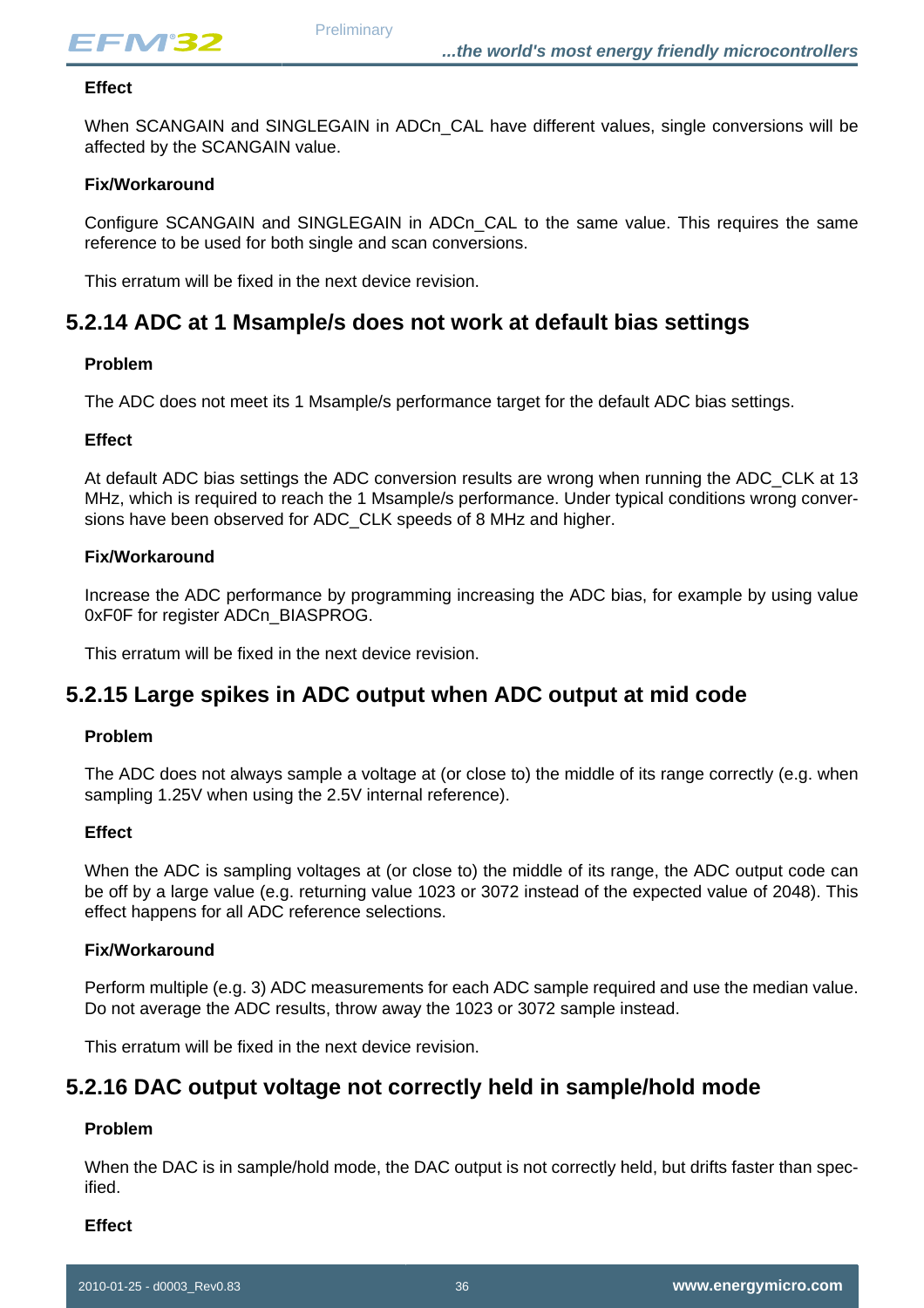**Effect**

When SCANGAIN and SINGLEGAIN in ADCn_CAL have different values, single conversions will be affected by the SCANGAIN value.

**Fix/Workaround**

Configure SCANGAIN and SINGLEGAIN in ADCn_CAL to the same value. This requires the same reference to be used for both single and scan conversions.

This erratum will be fixed in the next device revision.

## 5.2.14 ADC at 1 Msample/s does not work at default bias settings

**Problem**

The ADC does not meet its 1 Msample/s performance target for the default ADC bias settings.

**Effect**

At default ADC bias settings the ADC conversion results are wrong when running the ADC_CLK at 13 MHz, which is required to reach the 1 Msample/s performance. Under typical conditions wrong conversions have been observed for ADC_CLK speeds of 8 MHz and higher.

**Fix/Workaround**

Increase the ADC performance by programming increasing the ADC bias, for example by using value 0xF0F for register ADCn_BIASPROG.

This erratum will be fixed in the next device revision.

## 5.2.15 Large spikes in ADC output when ADC output at mid code

**Problem**

The ADC does not always sample a voltage at (or close to) the middle of its range correctly (e.g. when sampling 1.25V when using the 2.5V internal reference).

**Effect**

When the ADC is sampling voltages at (or close to) the middle of its range, the ADC output code can be off by a large value (e.g. returning value 1023 or 3072 instead of the expected value of 2048). This effect happens for all ADC reference selections.

**Fix/Workaround**

Perform multiple (e.g. 3) ADC measurements for each ADC sample required and use the median value. Do not average the ADC results, throw away the 1023 or 3072 sample instead.

This erratum will be fixed in the next device revision.

## 5.2.16 DAC output voltage not correctly held in sample/hold mode

**Problem**

When the DAC is in sample/hold mode, the DAC output is not correctly held, but drifts faster than specified.

**Effect**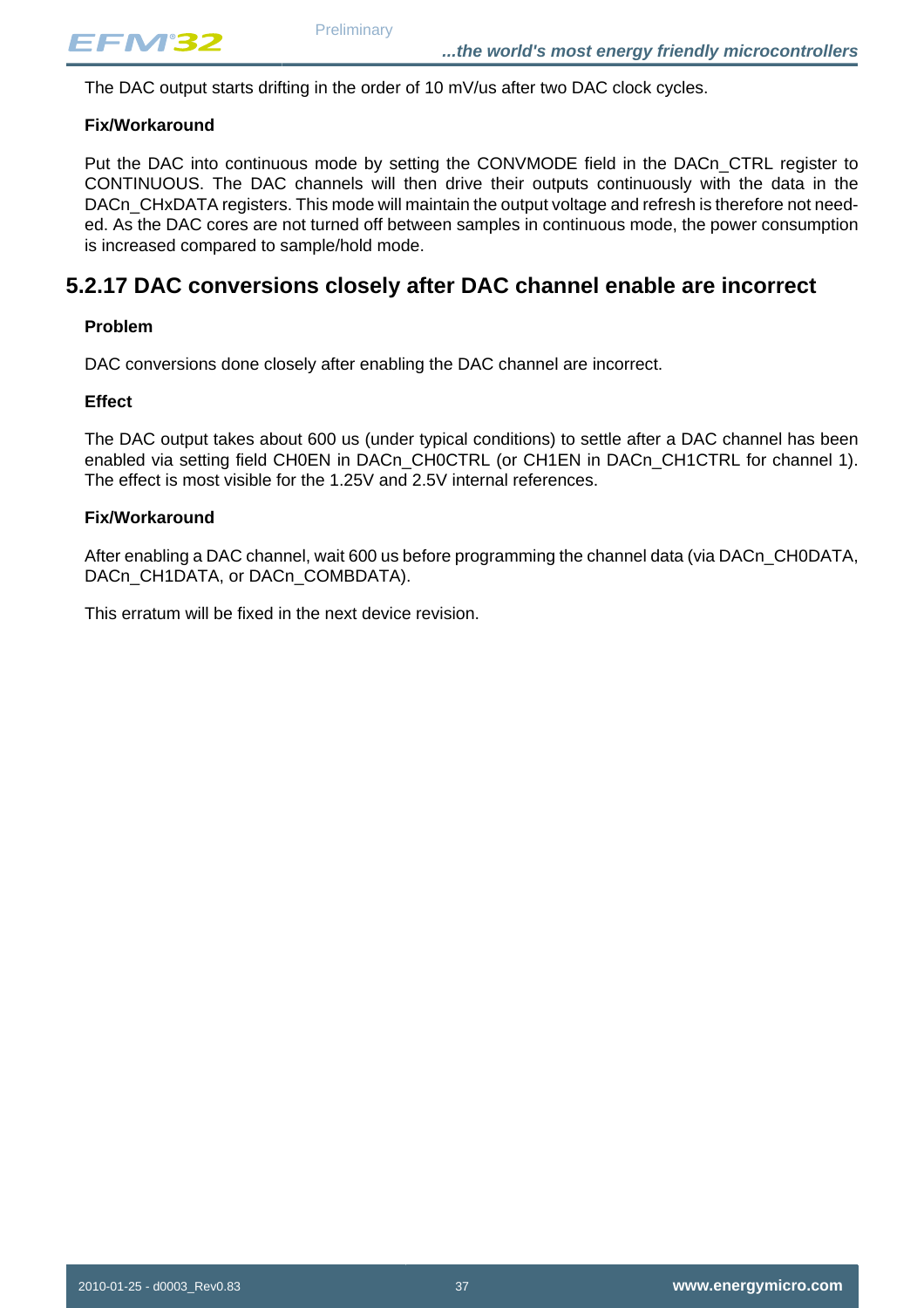The DAC output starts drifting in the order of 10 mV/us after two DAC clock cycles.

**Fix/Workaround**

Put the DAC into continuous mode by setting the CONVMODE field in the DACn_CTRL register to CONTINUOUS. The DAC channels will then drive their outputs continuously with the data in the DACn_CHxDATA registers. This mode will maintain the output voltage and refresh is therefore not needed. As the DAC cores are not turned off between samples in continuous mode, the power consumption is increased compared to sample/hold mode.

### 5.2.17 DAC conversions closely after DAC channel enable are incorrect

**Problem**

DAC conversions done closely after enabling the DAC channel are incorrect.

**Effect**

The DAC output takes about 600 us (under typical conditions) to settle after a DAC channel has been enabled via setting field CH0EN in DACn_CH0CTRL (or CH1EN in DACn_CH1CTRL for channel 1). The effect is most visible for the 1.25V and 2.5V internal references.

**Fix/Workaround**

After enabling a DAC channel, wait 600 us before programming the channel data (via DACn_CH0DATA, DACn_CH1DATA, or DACn_COMBDATA).

This erratum will be fixed in the next device revision.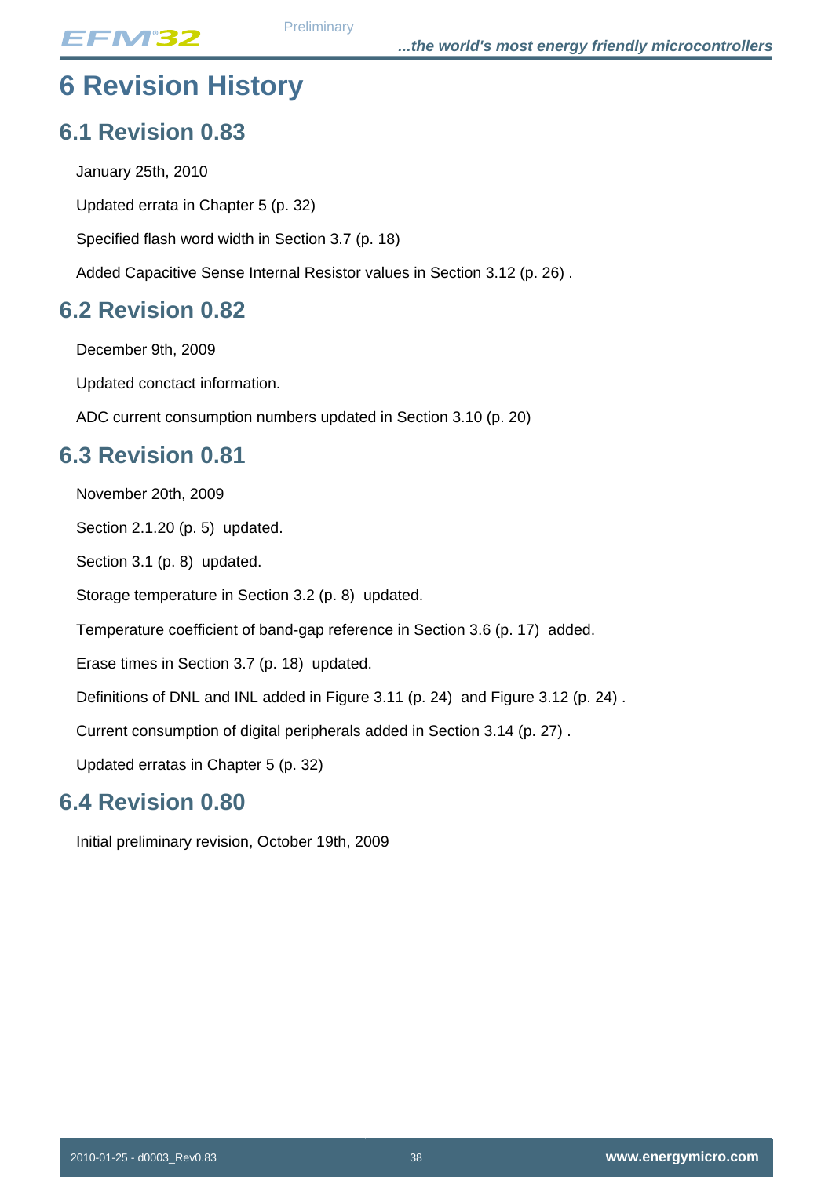# 6 Revision History

## 6.1 Revision 0.83

January 25th, 2010

Updated errata in Chapter 5 (p. 32)

Specified flash word width in Section 3.7 (p. 18)

Added Capacitive Sense Internal Resistor values in Section 3.12 (p. 26) .

## 6.2 Revision 0.82

December 9th, 2009

Updated conctact information.

ADC current consumption numbers updated in Section 3.10 (p. 20)

## 6.3 Revision 0.81

November 20th, 2009

Section 2.1.20 (p. 5) updated.

Section 3.1 (p. 8) updated.

Storage temperature in Section 3.2 (p. 8) updated.

Temperature coefficient of band-gap reference in Section 3.6 (p. 17) added.

Erase times in Section 3.7 (p. 18) updated.

Definitions of DNL and INL added in Figure 3.11 (p. 24) and Figure 3.12 (p. 24) .

Current consumption of digital peripherals added in Section 3.14 (p. 27) .

Updated erratas in Chapter 5 (p. 32)

## 6.4 Revision 0.80

Initial preliminary revision, October 19th, 2009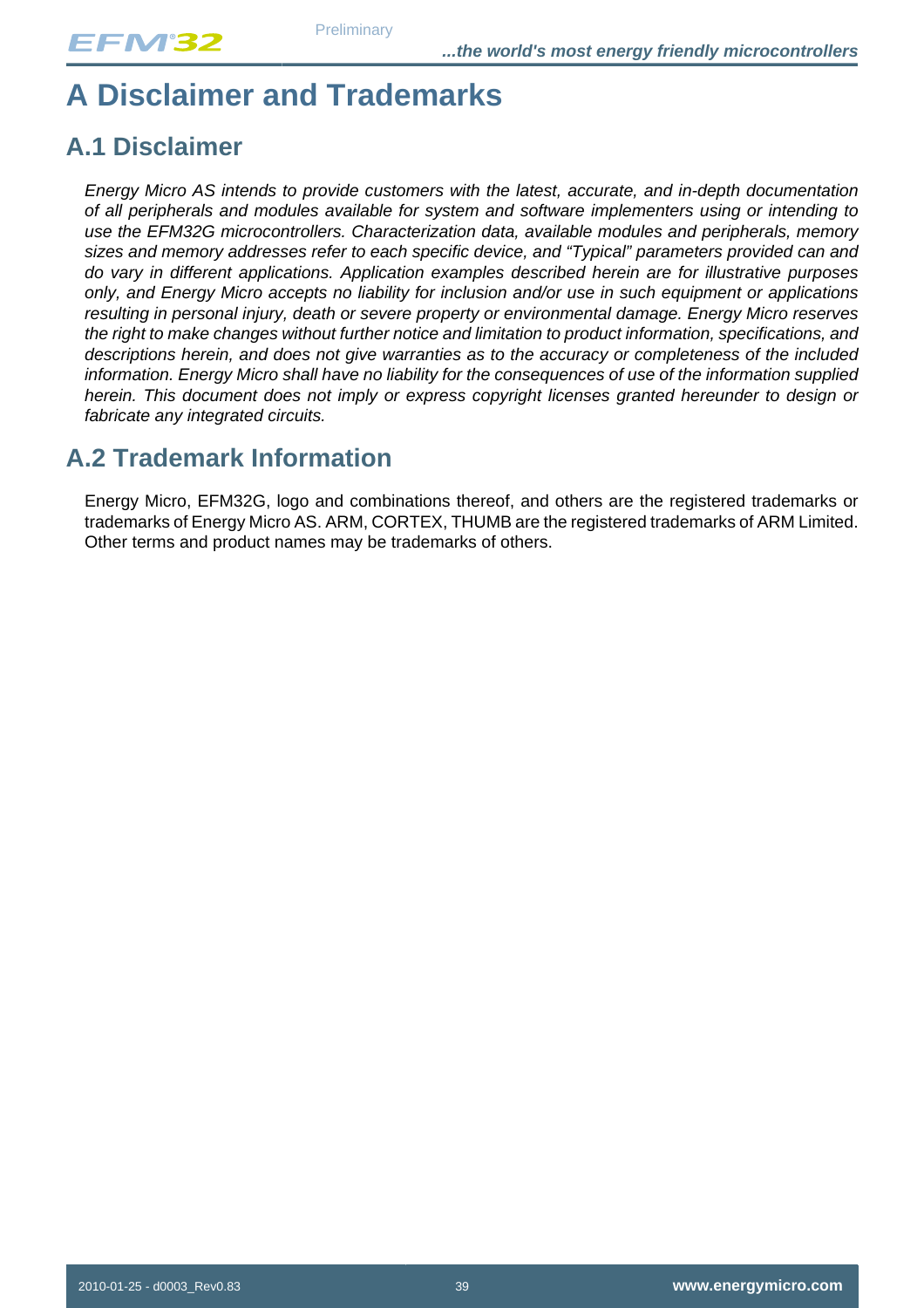# A Disclaimer and Trademarks

## A.1 Disclaimer

*Energy Micro AS intends to provide customers with the latest, accurate, and in-depth documentation of all peripherals and modules available for system and software implementers using or intending to use the EFM32G microcontrollers. Characterization data, available modules and peripherals, memory sizes and memory addresses refer to each specific device, and "Typical" parameters provided can and do vary in different applications. Application examples described herein are for illustrative purposes only, and Energy Micro accepts no liability for inclusion and/or use in such equipment or applications resulting in personal injury, death or severe property or environmental damage. Energy Micro reserves the right to make changes without further notice and limitation to product information, specifications, and descriptions herein, and does not give warranties as to the accuracy or completeness of the included information. Energy Micro shall have no liability for the consequences of use of the information supplied herein. This document does not imply or express copyright licenses granted hereunder to design or fabricate any integrated circuits.*

## A.2 Trademark Information

Energy Micro, EFM32G, logo and combinations thereof, and others are the registered trademarks or trademarks of Energy Micro AS. ARM, CORTEX, THUMB are the registered trademarks of ARM Limited. Other terms and product names may be trademarks of others.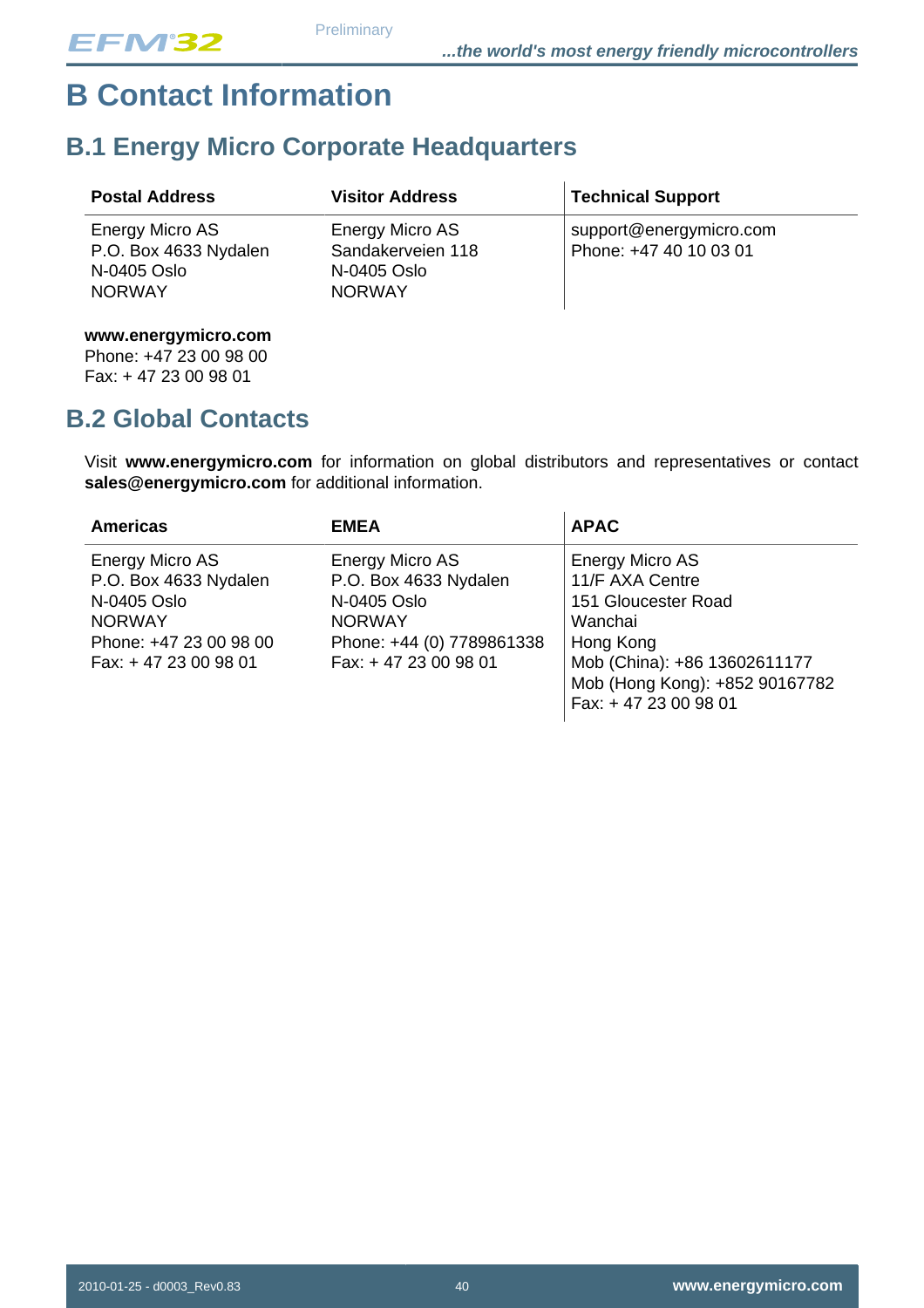# B Contact Information

## B.1 Energy Micro Corporate Headquarters

| Postal Address | Visitor Address | Technical Support |
|---|---|---|
| Energy Micro AS<br>P.O. Box 4633 Nydalen<br>N-0405 Oslo<br>NORWAY | Energy Micro AS<br>Sandakerveien 118<br>N-0405 Oslo<br>NORWAY | support@energymicro.com<br>Phone: +47 40 10 03 01 |

**www.energymicro.com**
Phone: +47 23 00 98 00
Fax: + 47 23 00 98 01

## B.2 Global Contacts

Visit **www.energymicro.com** for information on global distributors and representatives or contact **sales@energymicro.com** for additional information.

| Americas | EMEA | APAC |
|---|---|---|
| Energy Micro AS<br>P.O. Box 4633 Nydalen<br>N-0405 Oslo<br>NORWAY<br>Phone: +47 23 00 98 00<br>Fax: + 47 23 00 98 01 | Energy Micro AS<br>P.O. Box 4633 Nydalen<br>N-0405 Oslo<br>NORWAY<br>Phone: +44 (0) 7789861338<br>Fax: + 47 23 00 98 01 | Energy Micro AS<br>11/F AXA Centre<br>151 Gloucester Road<br>Wanchai<br>Hong Kong<br>Mob (China): +86 13602611177<br>Mob (Hong Kong): +852 90167782<br>Fax: + 47 23 00 98 01 |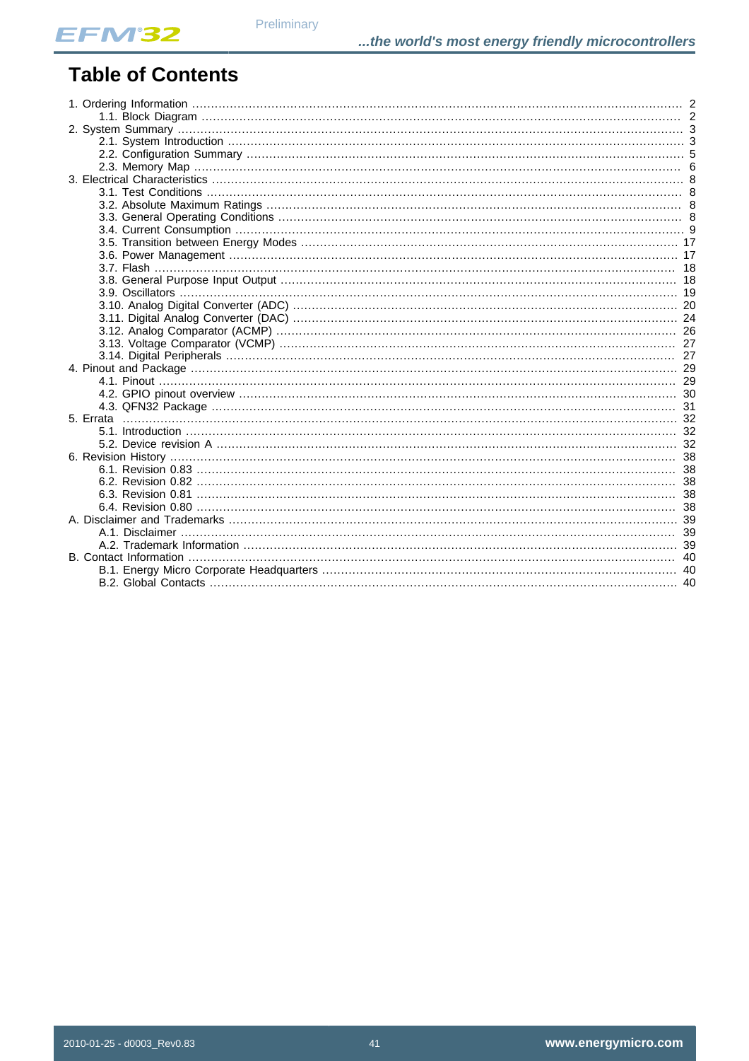# Table of Contents

1. Ordering Information ........................................................................................................................ 2
    1.1. Block Diagram ........................................................................................................................ 2
2. System Summary ............................................................................................................................ 3
    2.1. System Introduction ................................................................................................................ 3
    2.2. Configuration Summary ........................................................................................................... 5
    2.3. Memory Map ........................................................................................................................... 6
3. Electrical Characteristics ................................................................................................................. 8
    3.1. Test Conditions ....................................................................................................................... 8
    3.2. Absolute Maximum Ratings .................................................................................................... 8
    3.3. General Operating Conditions ................................................................................................. 8
    3.4. Current Consumption .............................................................................................................. 9
    3.5. Transition between Energy Modes ......................................................................................... 17
    3.6. Power Management ............................................................................................................... 17
    3.7. Flash ...................................................................................................................................... 18
    3.8. General Purpose Input Output ............................................................................................... 18
    3.9. Oscillators .............................................................................................................................. 19
    3.10. Analog Digital Converter (ADC) ........................................................................................... 20
    3.11. Digital Analog Converter (DAC) ........................................................................................... 24
    3.12. Analog Comparator (ACMP) ................................................................................................ 26
    3.13. Voltage Comparator (VCMP) ............................................................................................... 27
    3.14. Digital Peripherals ................................................................................................................ 27
4. Pinout and Package ........................................................................................................................ 29
    4.1. Pinout ..................................................................................................................................... 29
    4.2. GPIO pinout overview ............................................................................................................ 30
    4.3. QFN32 Package .................................................................................................................... 31
5. Errata ............................................................................................................................................. 32
    5.1. Introduction ............................................................................................................................ 32
    5.2. Device revision A ................................................................................................................... 32
6. Revision History ............................................................................................................................. 38
    6.1. Revision 0.83 ......................................................................................................................... 38
    6.2. Revision 0.82 ......................................................................................................................... 38
    6.3. Revision 0.81 ......................................................................................................................... 38
    6.4. Revision 0.80 ......................................................................................................................... 38
A. Disclaimer and Trademarks ........................................................................................................... 39
    A.1. Disclaimer .............................................................................................................................. 39
    A.2. Trademark Information ........................................................................................................... 39
B. Contact Information ........................................................................................................................ 40
    B.1. Energy Micro Corporate Headquarters .................................................................................. 40
    B.2. Global Contacts ...................................................................................................................... 40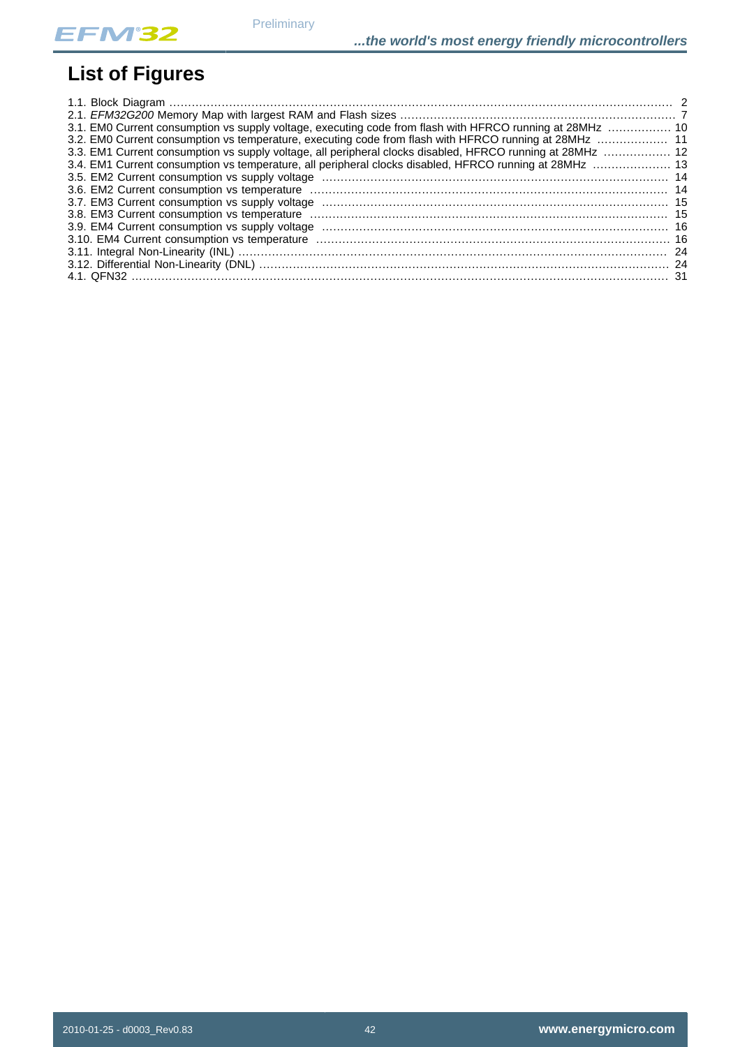# List of Figures

1.1. Block Diagram ........................................................................................................................................ 2
2.1. *EFM32G200* Memory Map with largest RAM and Flash sizes ........................................................................ 7
3.1. EM0 Current consumption vs supply voltage, executing code from flash with HFRCO running at 28MHz ................ 10
3.2. EM0 Current consumption vs temperature, executing code from flash with HFRCO running at 28MHz .................. 11
3.3. EM1 Current consumption vs supply voltage, all peripheral clocks disabled, HFRCO running at 28MHz ................. 12
3.4. EM1 Current consumption vs temperature, all peripheral clocks disabled, HFRCO running at 28MHz ..................... 13
3.5. EM2 Current consumption vs supply voltage .......................................................................................... 14
3.6. EM2 Current consumption vs temperature .............................................................................................. 14
3.7. EM3 Current consumption vs supply voltage .......................................................................................... 15
3.8. EM3 Current consumption vs temperature .............................................................................................. 15
3.9. EM4 Current consumption vs supply voltage .......................................................................................... 16
3.10. EM4 Current consumption vs temperature ............................................................................................ 16
3.11. Integral Non-Linearity (INL) ................................................................................................................. 24
3.12. Differential Non-Linearity (DNL) ........................................................................................................... 24
4.1. QFN32 ............................................................................................................................................. 31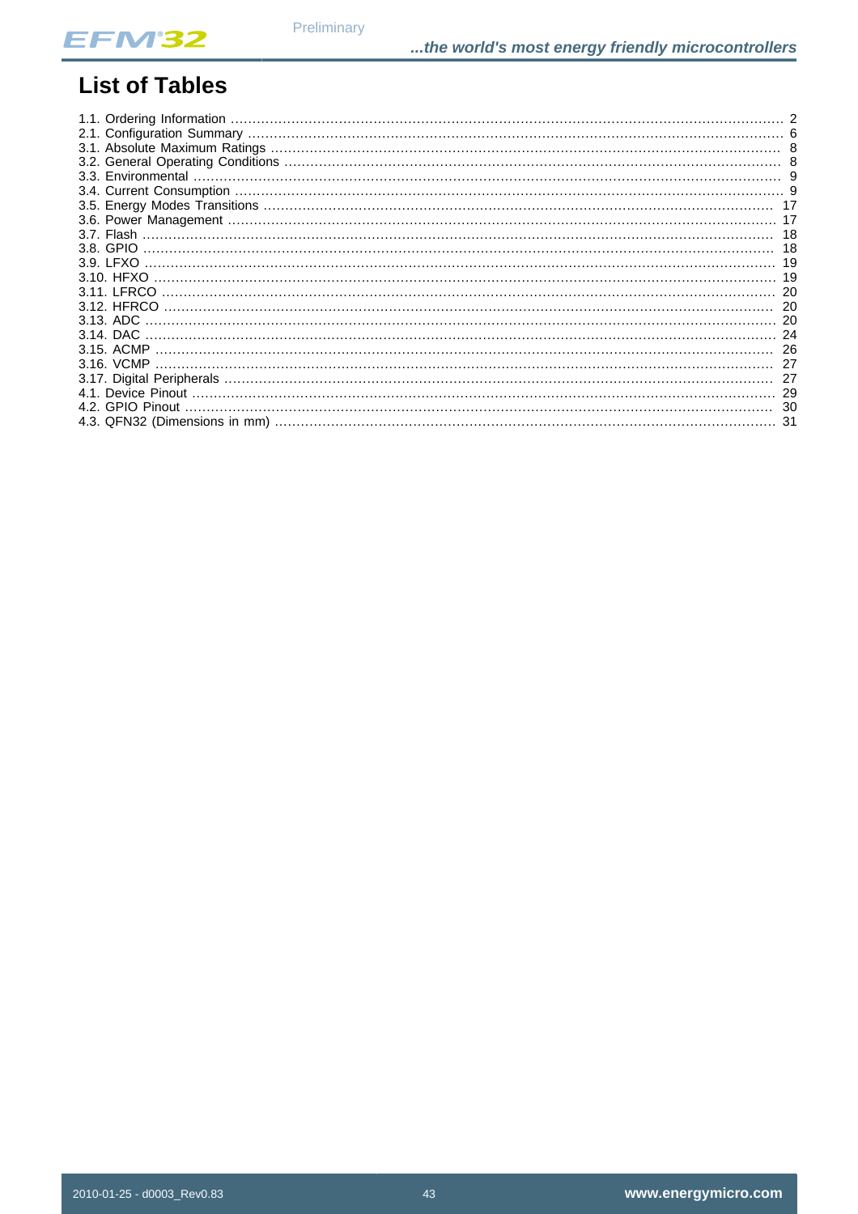# List of Tables

1.1. Ordering Information ........ 2
2.1. Configuration Summary ........ 6
3.1. Absolute Maximum Ratings ........ 8
3.2. General Operating Conditions ........ 8
3.3. Environmental ........ 9
3.4. Current Consumption ........ 9
3.5. Energy Modes Transitions ........ 17
3.6. Power Management ........ 17
3.7. Flash ........ 18
3.8. GPIO ........ 18
3.9. LFXO ........ 19
3.10. HFXO ........ 19
3.11. LFRCO ........ 20
3.12. HFRCO ........ 20
3.13. ADC ........ 20
3.14. DAC ........ 24
3.15. ACMP ........ 26
3.16. VCMP ........ 27
3.17. Digital Peripherals ........ 27
4.1. Device Pinout ........ 29
4.2. GPIO Pinout ........ 30
4.3. QFN32 (Dimensions in mm) ........ 31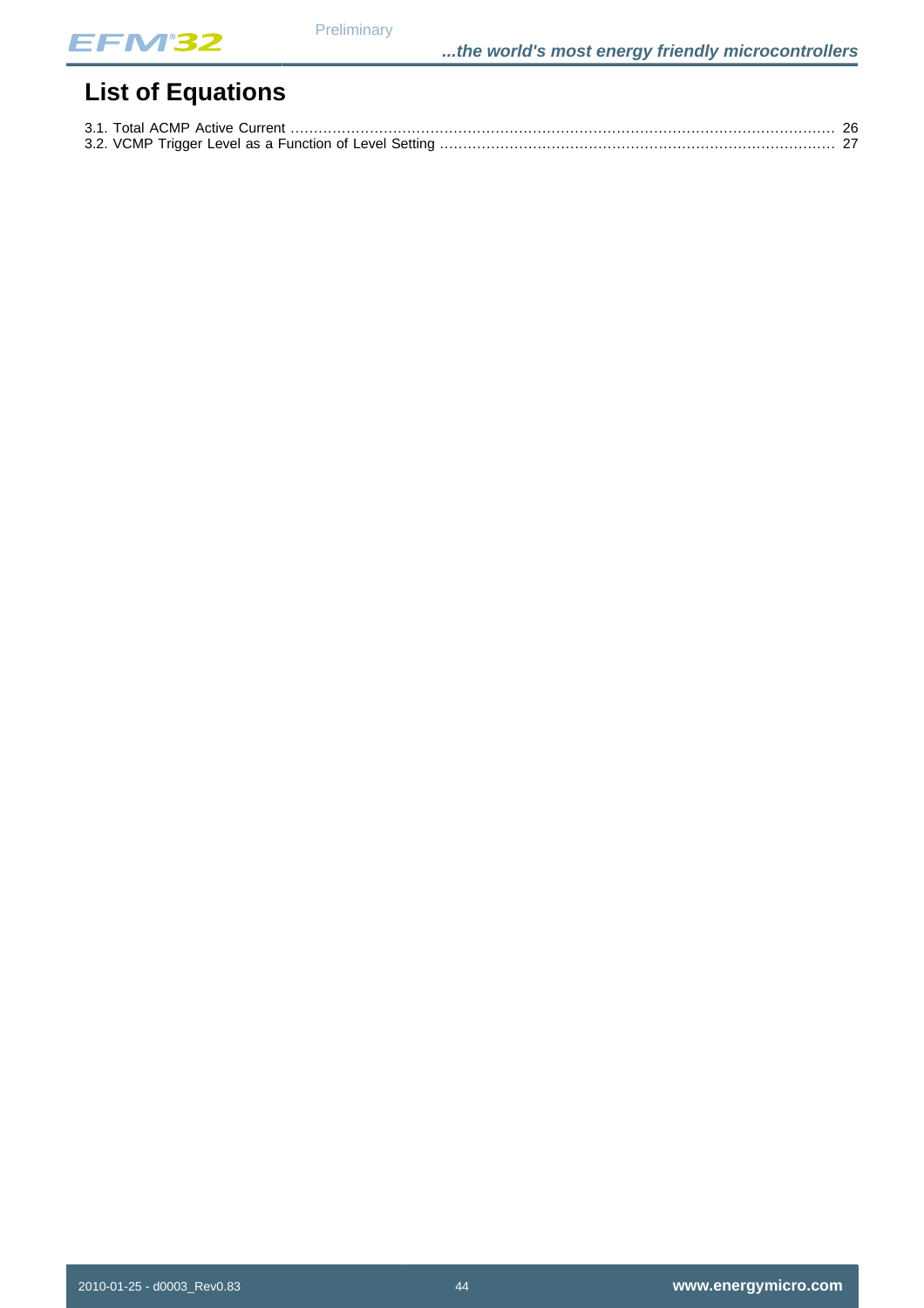# List of Equations

3.1. Total ACMP Active Current ........................................................................................................ 26
3.2. VCMP Trigger Level as a Function of Level Setting ........................................................................ 27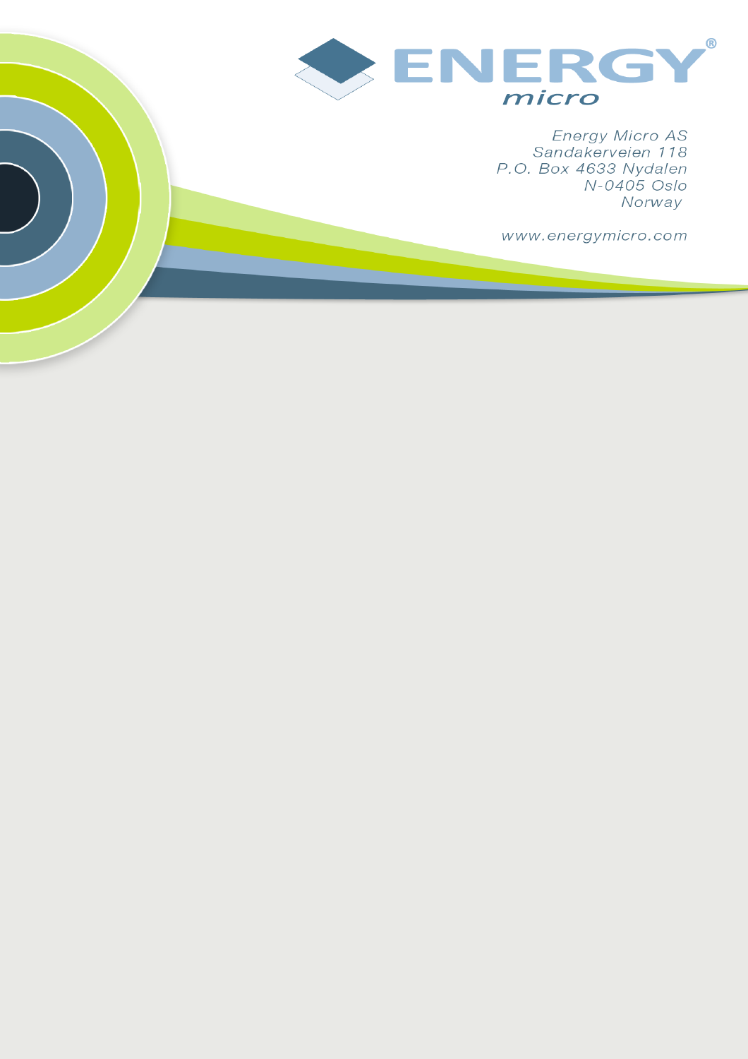ENERGY micro

Energy Micro AS
Sandakerveien 118
P.O. Box 4633 Nydalen
N-0405 Oslo
Norway

www.energymicro.com